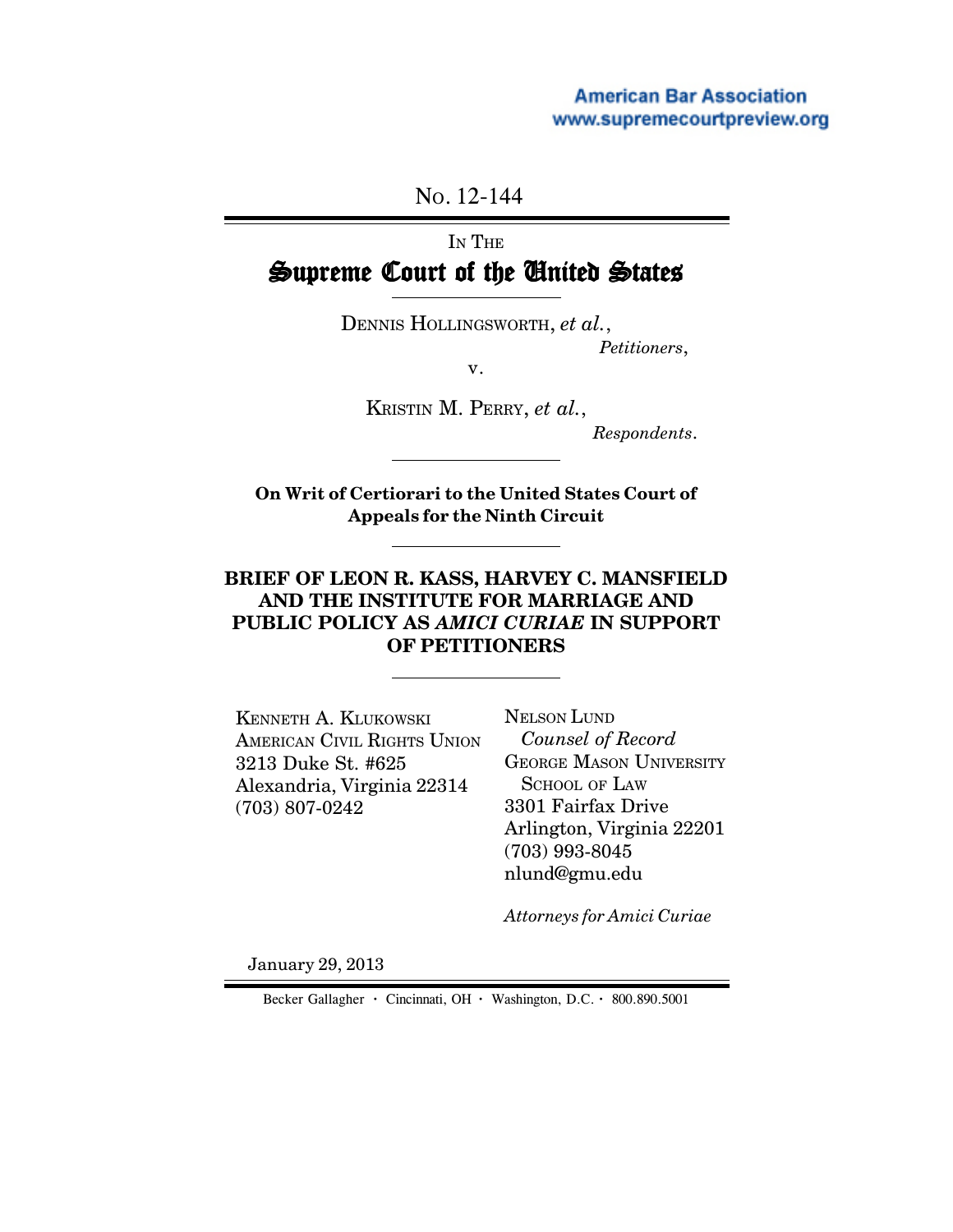American Bar Association
www.supremecourtpreview.org

NO. 12-144

IN THE

# Supreme Court of the United States

DENNIS HOLLINGSWORTH, *et al.*,
*Petitioners*,

v.

KRISTIN M. PERRY, *et al.*,
*Respondents*.

**On Writ of Certiorari to the United States Court of Appeals for the Ninth Circuit**

**BRIEF OF LEON R. KASS, HARVEY C. MANSFIELD AND THE INSTITUTE FOR MARRIAGE AND PUBLIC POLICY AS *AMICI CURIAE* IN SUPPORT OF PETITIONERS**

KENNETH A. KLUKOWSKI
AMERICAN CIVIL RIGHTS UNION
3213 Duke St. #625
Alexandria, Virginia 22314
(703) 807-0242

NELSON LUND
*Counsel of Record*
GEORGE MASON UNIVERSITY SCHOOL OF LAW
3301 Fairfax Drive
Arlington, Virginia 22201
(703) 993-8045
nlund@gmu.edu

*Attorneys for Amici Curiae*

January 29, 2013

Becker Gallagher · Cincinnati, OH · Washington, D.C. · 800.890.5001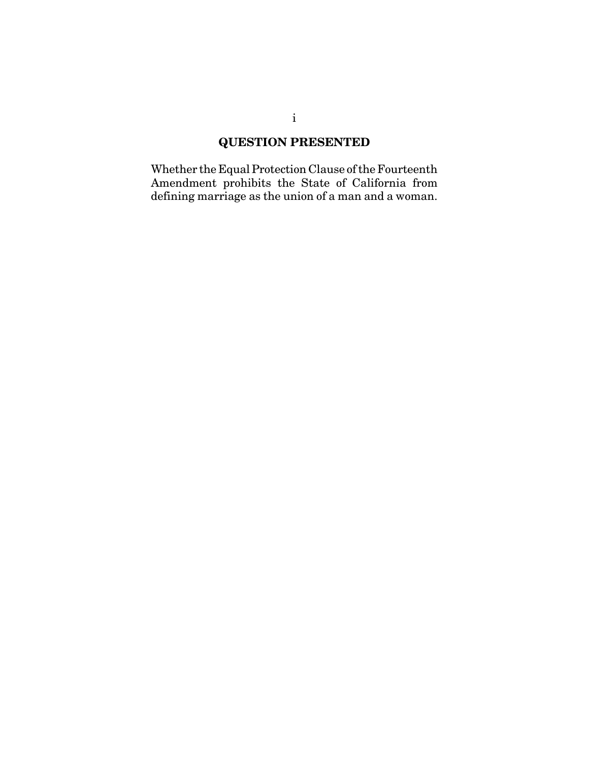## QUESTION PRESENTED

Whether the Equal Protection Clause of the Fourteenth Amendment prohibits the State of California from defining marriage as the union of a man and a woman.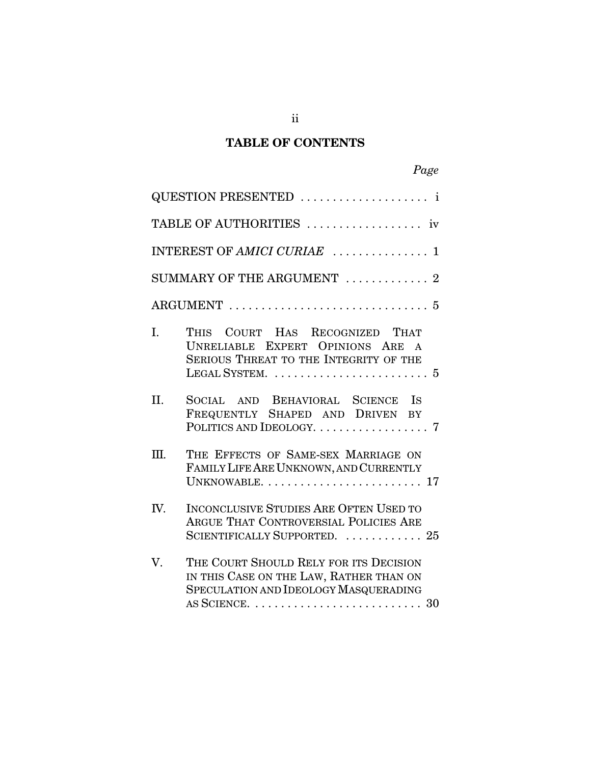# TABLE OF CONTENTS

| | | *Page* |
|---|---|---|
| QUESTION PRESENTED | | i |
| TABLE OF AUTHORITIES | | iv |
| INTEREST OF *AMICI CURIAE* | | 1 |
| SUMMARY OF THE ARGUMENT | | 2 |
| ARGUMENT | | 5 |
| I. | THIS COURT HAS RECOGNIZED THAT UNRELIABLE EXPERT OPINIONS ARE A SERIOUS THREAT TO THE INTEGRITY OF THE LEGAL SYSTEM. | 5 |
| II. | SOCIAL AND BEHAVIORAL SCIENCE IS FREQUENTLY SHAPED AND DRIVEN BY POLITICS AND IDEOLOGY. | 7 |
| III. | THE EFFECTS OF SAME-SEX MARRIAGE ON FAMILY LIFE ARE UNKNOWN, AND CURRENTLY UNKNOWABLE. | 17 |
| IV. | INCONCLUSIVE STUDIES ARE OFTEN USED TO ARGUE THAT CONTROVERSIAL POLICIES ARE SCIENTIFICALLY SUPPORTED. | 25 |
| V. | THE COURT SHOULD RELY FOR ITS DECISION IN THIS CASE ON THE LAW, RATHER THAN ON SPECULATION AND IDEOLOGY MASQUERADING AS SCIENCE. | 30 |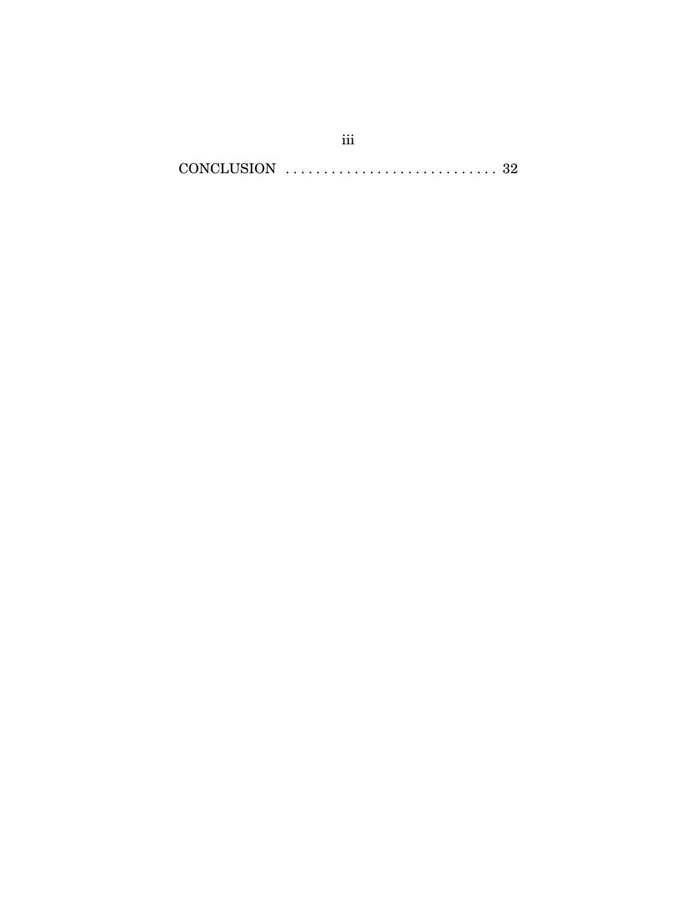CONCLUSION . . . . . . . . . . . . . . . . . . . . . . . . . . . . 32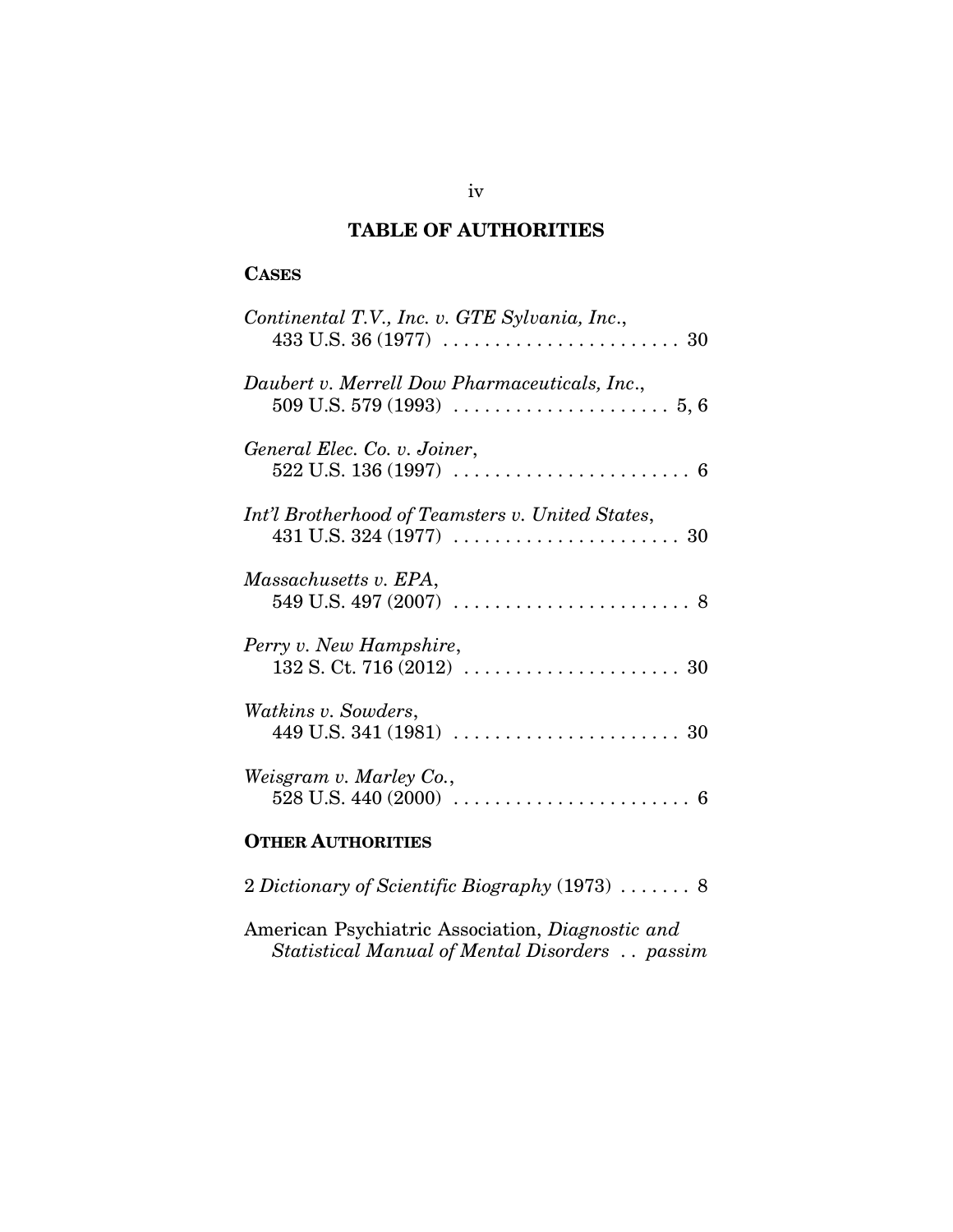# TABLE OF AUTHORITIES

## CASES

*Continental T.V., Inc. v. GTE Sylvania, Inc.*,
433 U.S. 36 (1977) . . . . . . . . . . . . . . . . . . . . . . . 30

*Daubert v. Merrell Dow Pharmaceuticals, Inc.*,
509 U.S. 579 (1993) . . . . . . . . . . . . . . . . . . . . . 5, 6

*General Elec. Co. v. Joiner*,
522 U.S. 136 (1997) . . . . . . . . . . . . . . . . . . . . . . . 6

*Int'l Brotherhood of Teamsters v. United States*,
431 U.S. 324 (1977) . . . . . . . . . . . . . . . . . . . . . . 30

*Massachusetts v. EPA*,
549 U.S. 497 (2007) . . . . . . . . . . . . . . . . . . . . . . . 8

*Perry v. New Hampshire*,
132 S. Ct. 716 (2012) . . . . . . . . . . . . . . . . . . . . . 30

*Watkins v. Sowders*,
449 U.S. 341 (1981) . . . . . . . . . . . . . . . . . . . . . . 30

*Weisgram v. Marley Co.*,
528 U.S. 440 (2000) . . . . . . . . . . . . . . . . . . . . . . . 6

## OTHER AUTHORITIES

2 *Dictionary of Scientific Biography* (1973) . . . . . . . 8

American Psychiatric Association, *Diagnostic and Statistical Manual of Mental Disorders* . . *passim*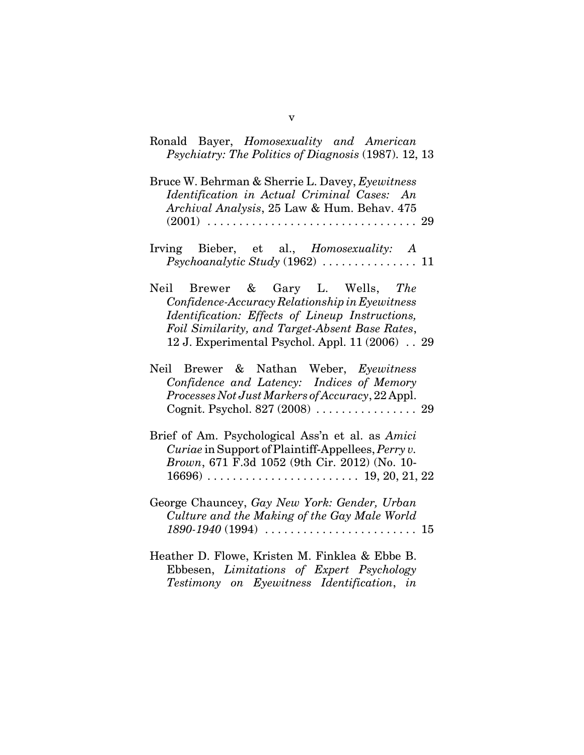Ronald Bayer, *Homosexuality and American Psychiatry: The Politics of Diagnosis* (1987). 12, 13

Bruce W. Behrman & Sherrie L. Davey, *Eyewitness Identification in Actual Criminal Cases: An Archival Analysis*, 25 Law & Hum. Behav. 475 (2001) . . . . . . . . . . . . . . . . . . . . . . . . . . . . . . . . 29

Irving Bieber, et al., *Homosexuality: A Psychoanalytic Study* (1962) . . . . . . . . . . . . . . . 11

Neil Brewer & Gary L. Wells, *The Confidence-Accuracy Relationship in Eyewitness Identification: Effects of Lineup Instructions, Foil Similarity, and Target-Absent Base Rates*, 12 J. Experimental Psychol. Appl. 11 (2006) . . 29

Neil Brewer & Nathan Weber, *Eyewitness Confidence and Latency: Indices of Memory Processes Not Just Markers of Accuracy*, 22 Appl. Cognit. Psychol. 827 (2008) . . . . . . . . . . . . . . . . 29

Brief of Am. Psychological Ass'n et al. as *Amici Curiae* in Support of Plaintiff-Appellees, *Perry v. Brown*, 671 F.3d 1052 (9th Cir. 2012) (No. 10-16696) . . . . . . . . . . . . . . . . . . . . . . . . 19, 20, 21, 22

George Chauncey, *Gay New York: Gender, Urban Culture and the Making of the Gay Male World 1890-1940* (1994) . . . . . . . . . . . . . . . . . . . . . . . . 15

Heather D. Flowe, Kristen M. Finklea & Ebbe B. Ebbesen, *Limitations of Expert Psychology Testimony on Eyewitness Identification*, *in*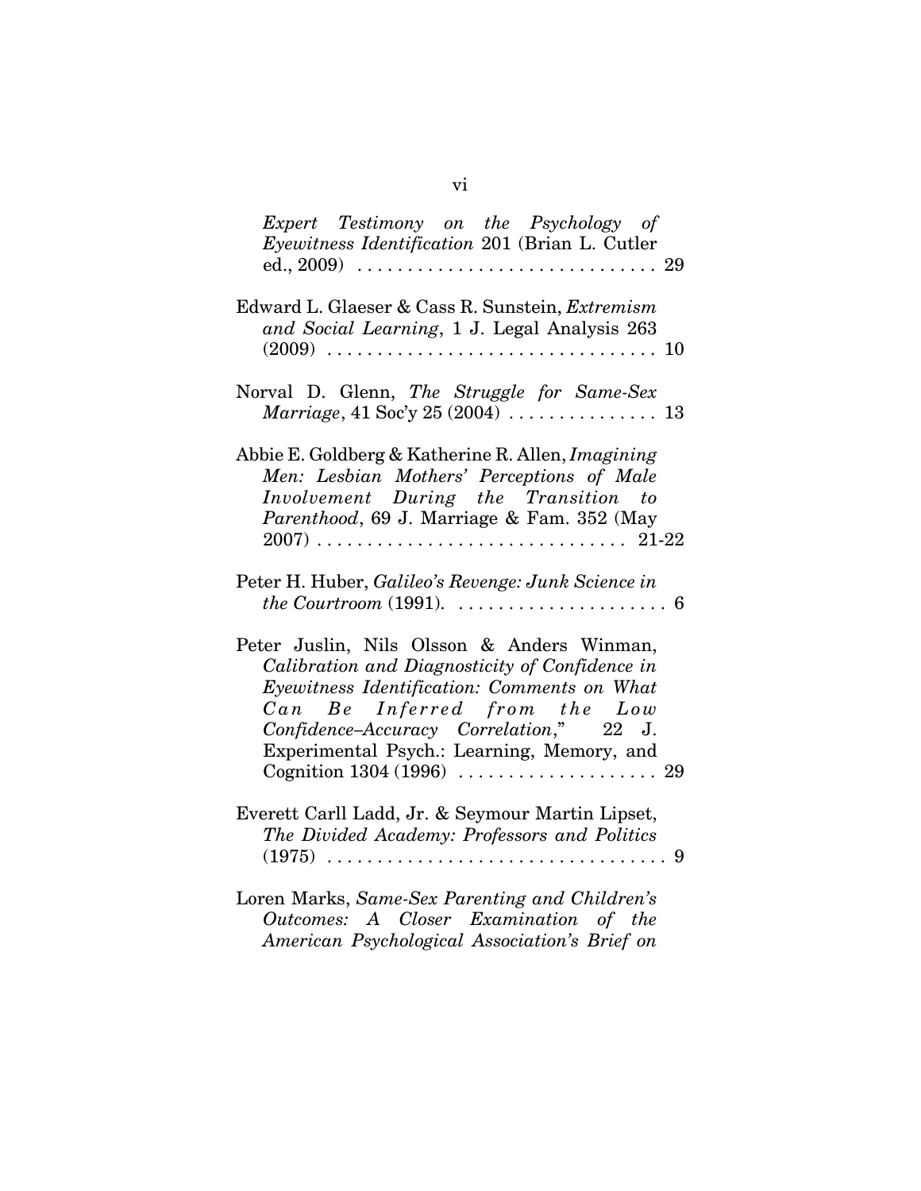*Expert Testimony on the Psychology of Eyewitness Identification* 201 (Brian L. Cutler ed., 2009) . . . . . . . . . . . . . . . . . . . . . . . . . . . . . . 29

Edward L. Glaeser & Cass R. Sunstein, *Extremism and Social Learning*, 1 J. Legal Analysis 263 (2009) . . . . . . . . . . . . . . . . . . . . . . . . . . . . . . . . 10

Norval D. Glenn, *The Struggle for Same-Sex Marriage*, 41 Soc'y 25 (2004) . . . . . . . . . . . . . . . 13

Abbie E. Goldberg & Katherine R. Allen, *Imagining Men: Lesbian Mothers' Perceptions of Male Involvement During the Transition to Parenthood*, 69 J. Marriage & Fam. 352 (May 2007) . . . . . . . . . . . . . . . . . . . . . . . . . . . . . . 21-22

Peter H. Huber, *Galileo's Revenge: Junk Science in the Courtroom* (1991). . . . . . . . . . . . . . . . . . . . . . 6

Peter Juslin, Nils Olsson & Anders Winman, *Calibration and Diagnosticity of Confidence in Eyewitness Identification: Comments on What Can Be Inferred from the Low Confidence–Accuracy Correlation*," 22 J. Experimental Psych.: Learning, Memory, and Cognition 1304 (1996) . . . . . . . . . . . . . . . . . . . . 29

Everett Carll Ladd, Jr. & Seymour Martin Lipset, *The Divided Academy: Professors and Politics* (1975) . . . . . . . . . . . . . . . . . . . . . . . . . . . . . . . . . . 9

Loren Marks, *Same-Sex Parenting and Children's Outcomes: A Closer Examination of the American Psychological Association's Brief on*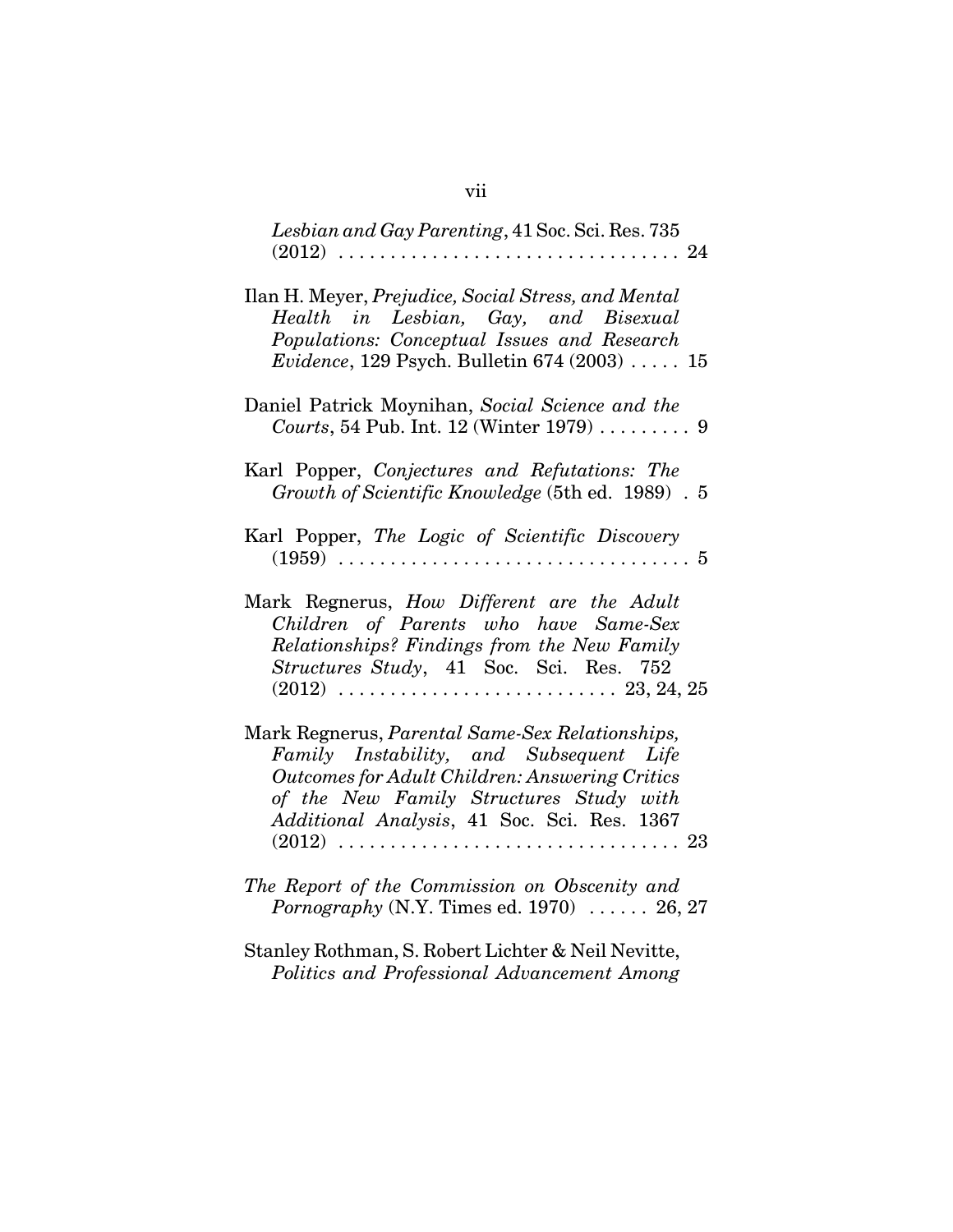*Lesbian and Gay Parenting*, 41 Soc. Sci. Res. 735 (2012) . . . . . . . . . . . . . . . . . . . . . . . . . . . . . . . . 24

Ilan H. Meyer, *Prejudice, Social Stress, and Mental Health in Lesbian, Gay, and Bisexual Populations: Conceptual Issues and Research Evidence*, 129 Psych. Bulletin 674 (2003) . . . . . 15

Daniel Patrick Moynihan, *Social Science and the Courts*, 54 Pub. Int. 12 (Winter 1979) . . . . . . . . . 9

Karl Popper, *Conjectures and Refutations: The Growth of Scientific Knowledge* (5th ed. 1989) . 5

Karl Popper, *The Logic of Scientific Discovery* (1959) . . . . . . . . . . . . . . . . . . . . . . . . . . . . . . . . . 5

Mark Regnerus, *How Different are the Adult Children of Parents who have Same-Sex Relationships? Findings from the New Family Structures Study*, 41 Soc. Sci. Res. 752 (2012) . . . . . . . . . . . . . . . . . . . . . . . . . . 23, 24, 25

Mark Regnerus, *Parental Same-Sex Relationships, Family Instability, and Subsequent Life Outcomes for Adult Children: Answering Critics of the New Family Structures Study with Additional Analysis*, 41 Soc. Sci. Res. 1367 (2012) . . . . . . . . . . . . . . . . . . . . . . . . . . . . . . . . 23

*The Report of the Commission on Obscenity and Pornography* (N.Y. Times ed. 1970) . . . . . . 26, 27

Stanley Rothman, S. Robert Lichter & Neil Nevitte, *Politics and Professional Advancement Among*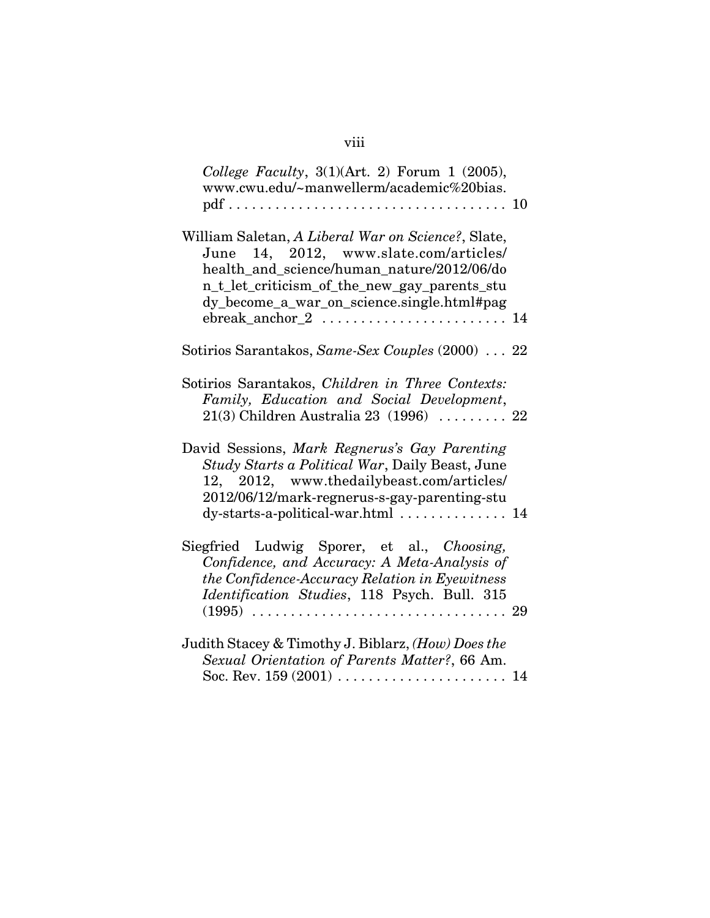*College Faculty*, 3(1)(Art. 2) Forum 1 (2005), www.cwu.edu/~manwellerm/academic%20bias.pdf . . . . . . . . . . . . . . . . . . . . . . . . . . . . . . . . . . . 10

William Saletan, *A Liberal War on Science?*, Slate, June 14, 2012, www.slate.com/articles/health_and_science/human_nature/2012/06/don_t_let_criticism_of_the_new_gay_parents_study_become_a_war_on_science.single.html#pagebreak_anchor_2 . . . . . . . . . . . . . . . . . . . . . . . 14

Sotirios Sarantakos, *Same-Sex Couples* (2000) . . . 22

Sotirios Sarantakos, *Children in Three Contexts: Family, Education and Social Development*, 21(3) Children Australia 23 (1996) . . . . . . . . . 22

David Sessions, *Mark Regnerus's Gay Parenting Study Starts a Political War*, Daily Beast, June 12, 2012, www.thedailybeast.com/articles/2012/06/12/mark-regnerus-s-gay-parenting-study-starts-a-political-war.html . . . . . . . . . . . . . . 14

Siegfried Ludwig Sporer, et al., *Choosing, Confidence, and Accuracy: A Meta-Analysis of the Confidence-Accuracy Relation in Eyewitness Identification Studies*, 118 Psych. Bull. 315 (1995) . . . . . . . . . . . . . . . . . . . . . . . . . . . . . . . . . 29

Judith Stacey & Timothy J. Biblarz, *(How) Does the Sexual Orientation of Parents Matter?*, 66 Am. Soc. Rev. 159 (2001) . . . . . . . . . . . . . . . . . . . . . . 14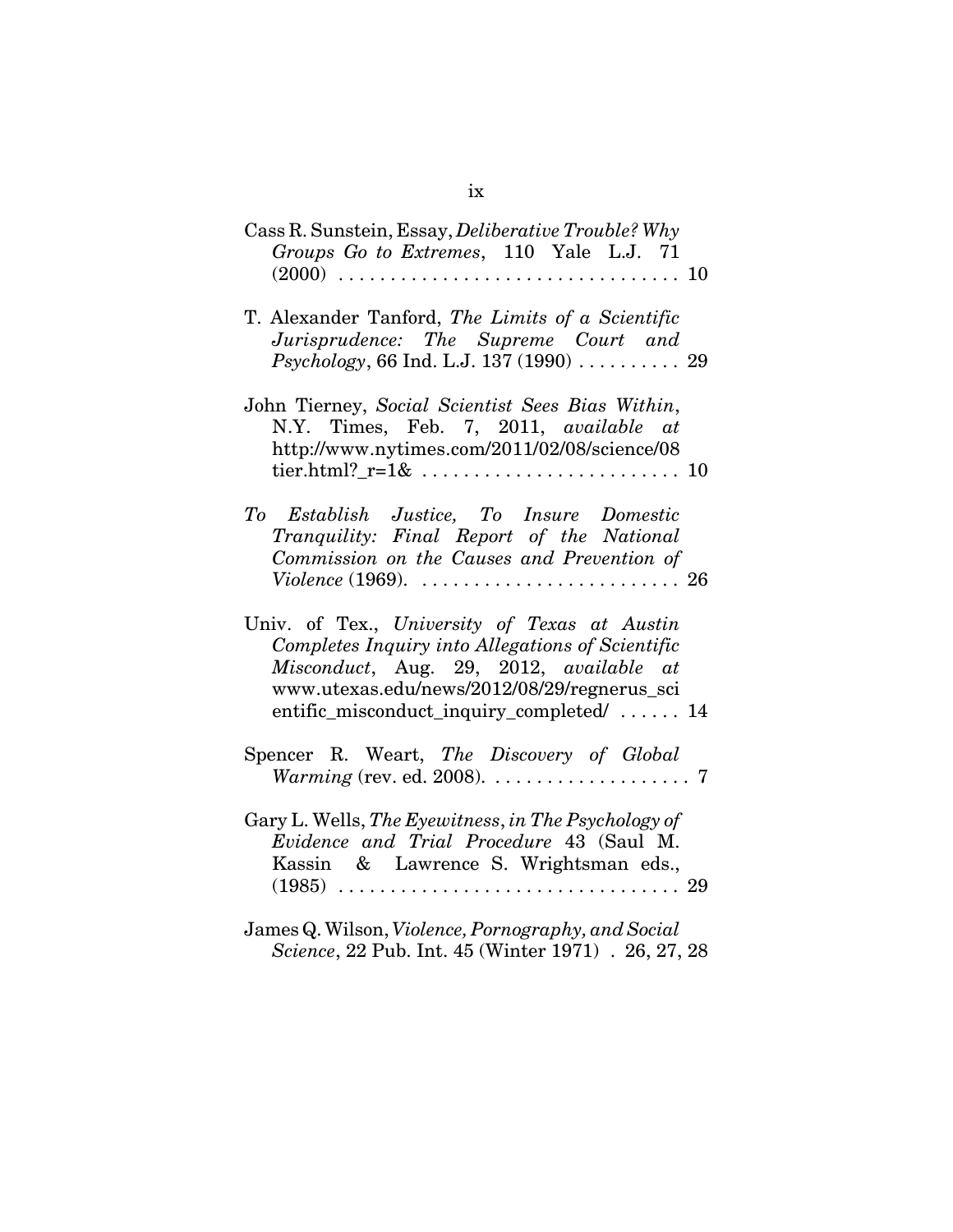Cass R. Sunstein, Essay, *Deliberative Trouble? Why Groups Go to Extremes*, 110 Yale L.J. 71 (2000) . . . . . . . . . . . . . . . . . . . . . . . . . . . . . . . . 10

T. Alexander Tanford, *The Limits of a Scientific Jurisprudence: The Supreme Court and Psychology*, 66 Ind. L.J. 137 (1990) . . . . . . . . . . 29

John Tierney, *Social Scientist Sees Bias Within*, N.Y. Times, Feb. 7, 2011, *available at* http://www.nytimes.com/2011/02/08/science/08tier.html?_r=1& . . . . . . . . . . . . . . . . . . . . . . . . . 10

*To Establish Justice, To Insure Domestic Tranquility: Final Report of the National Commission on the Causes and Prevention of Violence* (1969). . . . . . . . . . . . . . . . . . . . . . . . . . 26

Univ. of Tex., *University of Texas at Austin Completes Inquiry into Allegations of Scientific Misconduct*, Aug. 29, 2012, *available at* www.utexas.edu/news/2012/08/29/regnerus_scientific_misconduct_inquiry_completed/ . . . . . . 14

Spencer R. Weart, *The Discovery of Global Warming* (rev. ed. 2008). . . . . . . . . . . . . . . . . . . . 7

Gary L. Wells, *The Eyewitness*, *in The Psychology of Evidence and Trial Procedure* 43 (Saul M. Kassin & Lawrence S. Wrightsman eds., (1985) . . . . . . . . . . . . . . . . . . . . . . . . . . . . . . . . 29

James Q. Wilson, *Violence, Pornography, and Social Science*, 22 Pub. Int. 45 (Winter 1971) . 26, 27, 28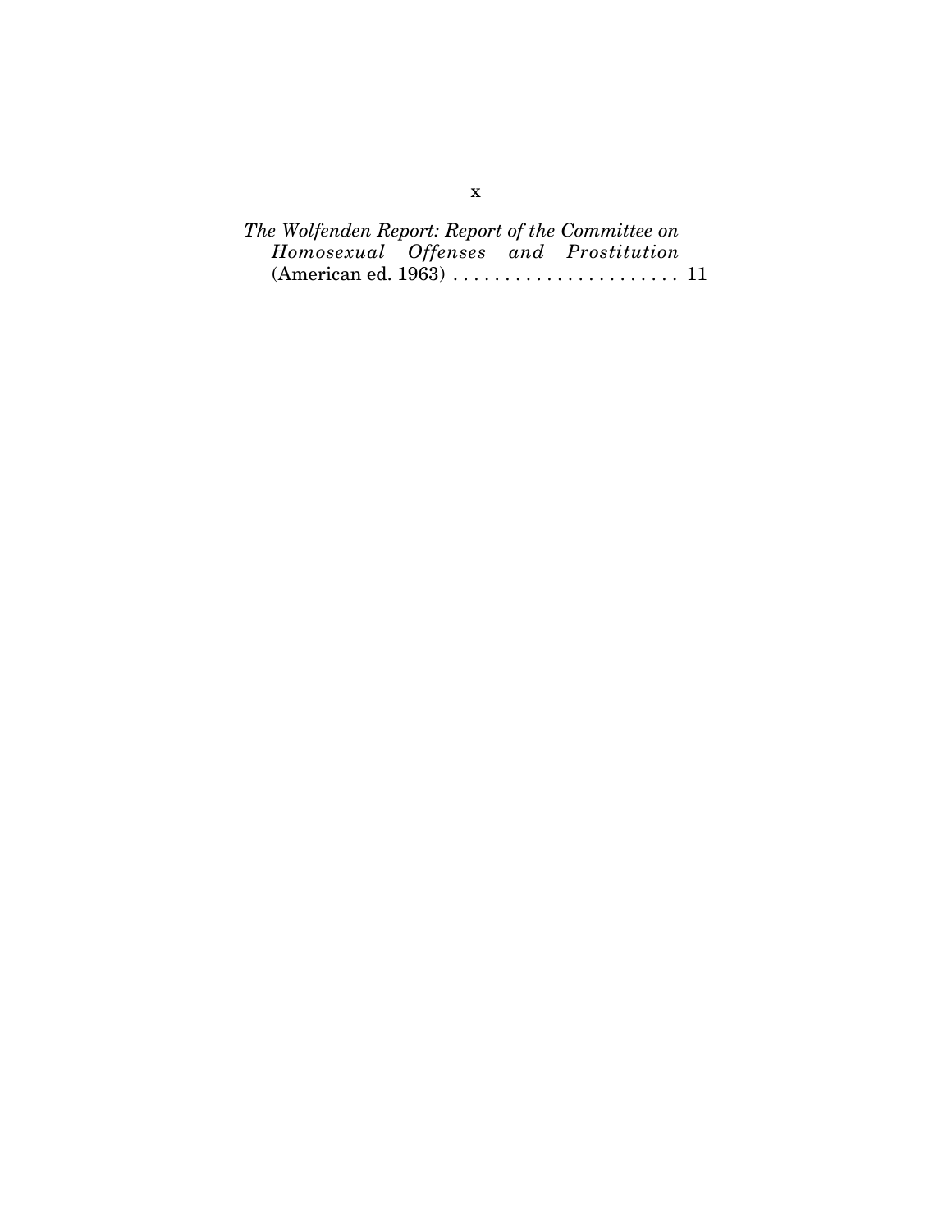*The Wolfenden Report: Report of the Committee on Homosexual Offenses and Prostitution* (American ed. 1963) . . . . . . . . . . . . . . . . . . . . . . 11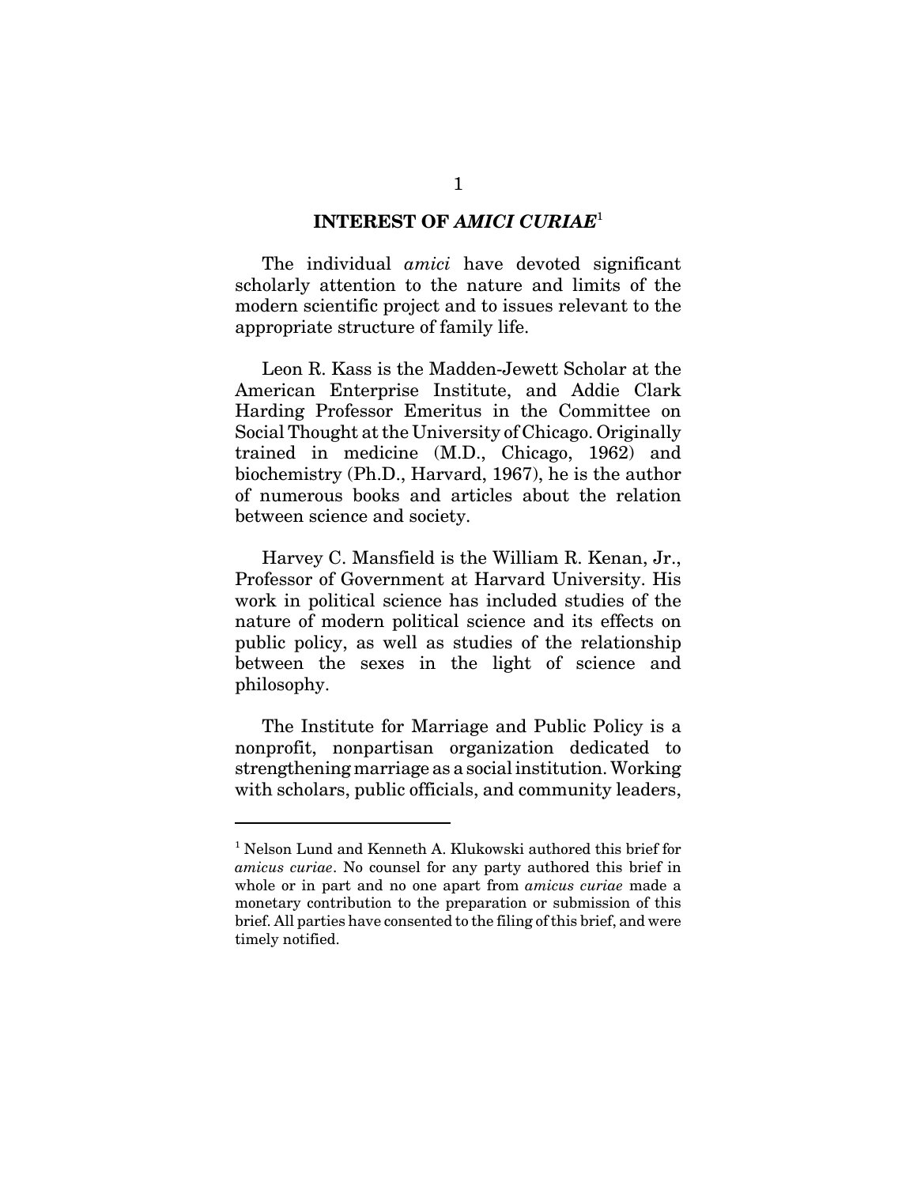## INTEREST OF *AMICI CURIAE*[1]

The individual *amici* have devoted significant scholarly attention to the nature and limits of the modern scientific project and to issues relevant to the appropriate structure of family life.

Leon R. Kass is the Madden-Jewett Scholar at the American Enterprise Institute, and Addie Clark Harding Professor Emeritus in the Committee on Social Thought at the University of Chicago. Originally trained in medicine (M.D., Chicago, 1962) and biochemistry (Ph.D., Harvard, 1967), he is the author of numerous books and articles about the relation between science and society.

Harvey C. Mansfield is the William R. Kenan, Jr., Professor of Government at Harvard University. His work in political science has included studies of the nature of modern political science and its effects on public policy, as well as studies of the relationship between the sexes in the light of science and philosophy.

The Institute for Marriage and Public Policy is a nonprofit, nonpartisan organization dedicated to strengthening marriage as a social institution. Working with scholars, public officials, and community leaders,

---

[1] Nelson Lund and Kenneth A. Klukowski authored this brief for *amicus curiae*. No counsel for any party authored this brief in whole or in part and no one apart from *amicus curiae* made a monetary contribution to the preparation or submission of this brief. All parties have consented to the filing of this brief, and were timely notified.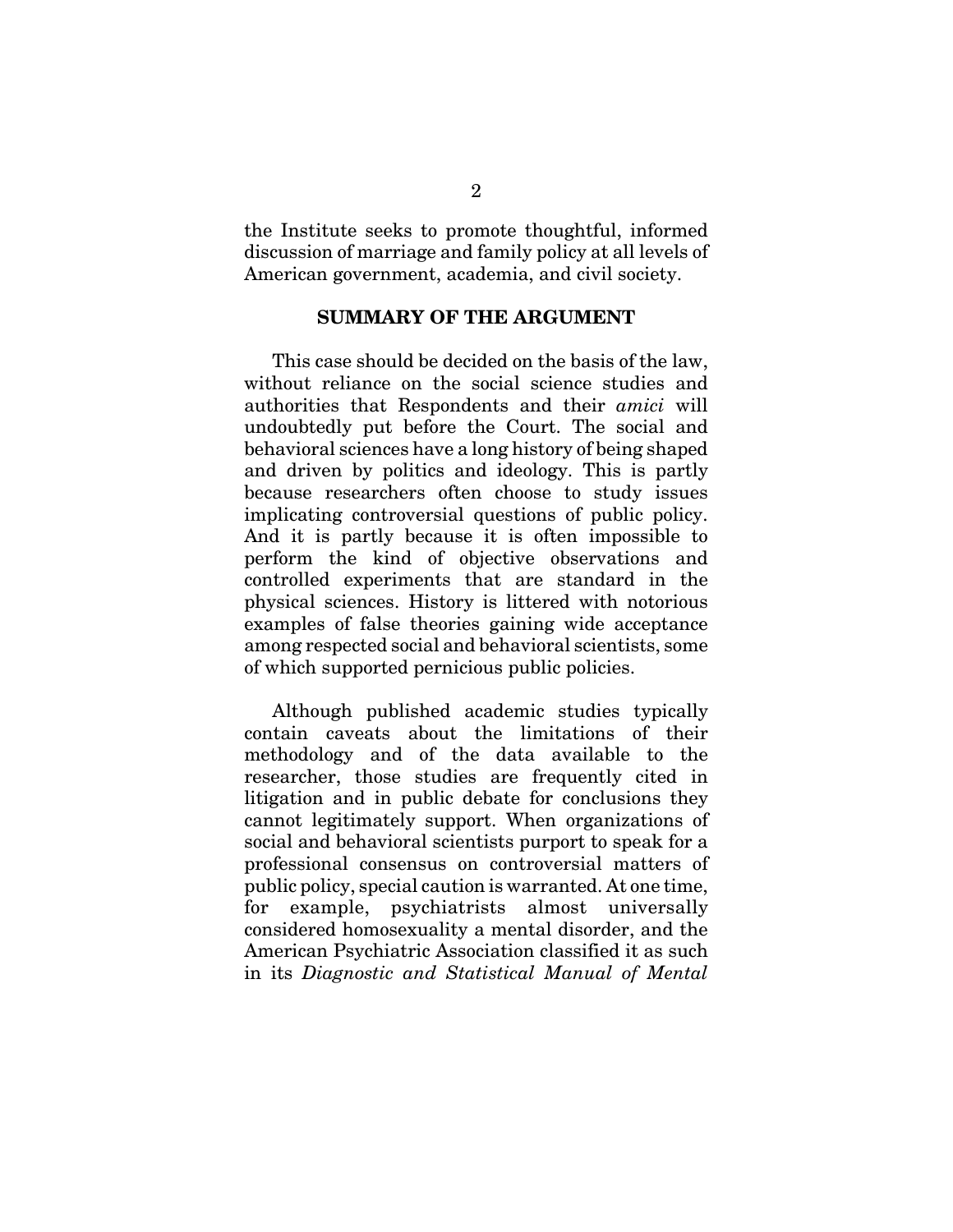the Institute seeks to promote thoughtful, informed discussion of marriage and family policy at all levels of American government, academia, and civil society.

## SUMMARY OF THE ARGUMENT

This case should be decided on the basis of the law, without reliance on the social science studies and authorities that Respondents and their *amici* will undoubtedly put before the Court. The social and behavioral sciences have a long history of being shaped and driven by politics and ideology. This is partly because researchers often choose to study issues implicating controversial questions of public policy. And it is partly because it is often impossible to perform the kind of objective observations and controlled experiments that are standard in the physical sciences. History is littered with notorious examples of false theories gaining wide acceptance among respected social and behavioral scientists, some of which supported pernicious public policies.

Although published academic studies typically contain caveats about the limitations of their methodology and of the data available to the researcher, those studies are frequently cited in litigation and in public debate for conclusions they cannot legitimately support. When organizations of social and behavioral scientists purport to speak for a professional consensus on controversial matters of public policy, special caution is warranted. At one time, for example, psychiatrists almost universally considered homosexuality a mental disorder, and the American Psychiatric Association classified it as such in its *Diagnostic and Statistical Manual of Mental*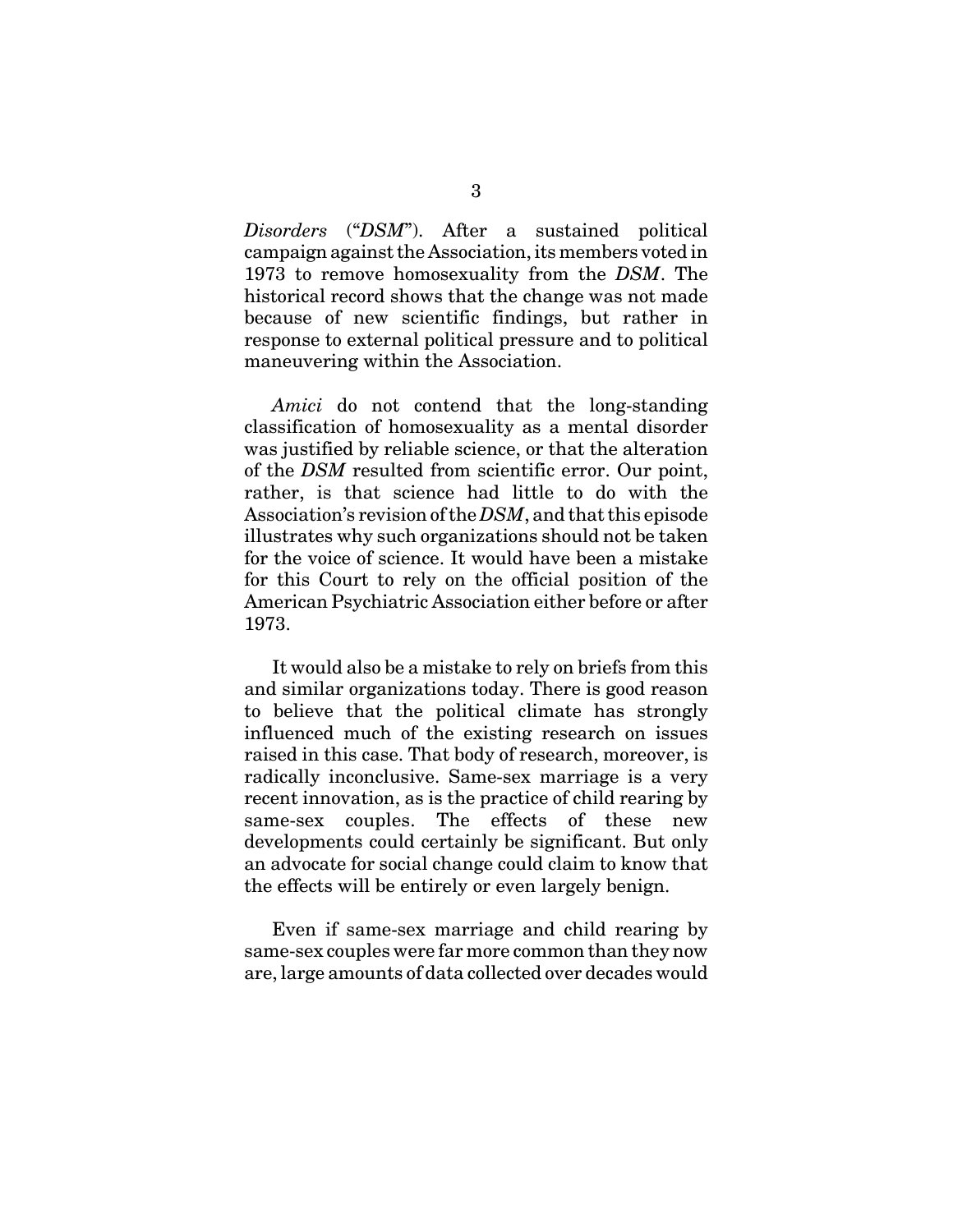*Disorders* ("*DSM*"). After a sustained political campaign against the Association, its members voted in 1973 to remove homosexuality from the *DSM*. The historical record shows that the change was not made because of new scientific findings, but rather in response to external political pressure and to political maneuvering within the Association.

*Amici* do not contend that the long-standing classification of homosexuality as a mental disorder was justified by reliable science, or that the alteration of the *DSM* resulted from scientific error. Our point, rather, is that science had little to do with the Association's revision of the *DSM*, and that this episode illustrates why such organizations should not be taken for the voice of science. It would have been a mistake for this Court to rely on the official position of the American Psychiatric Association either before or after 1973.

It would also be a mistake to rely on briefs from this and similar organizations today. There is good reason to believe that the political climate has strongly influenced much of the existing research on issues raised in this case. That body of research, moreover, is radically inconclusive. Same-sex marriage is a very recent innovation, as is the practice of child rearing by same-sex couples. The effects of these new developments could certainly be significant. But only an advocate for social change could claim to know that the effects will be entirely or even largely benign.

Even if same-sex marriage and child rearing by same-sex couples were far more common than they now are, large amounts of data collected over decades would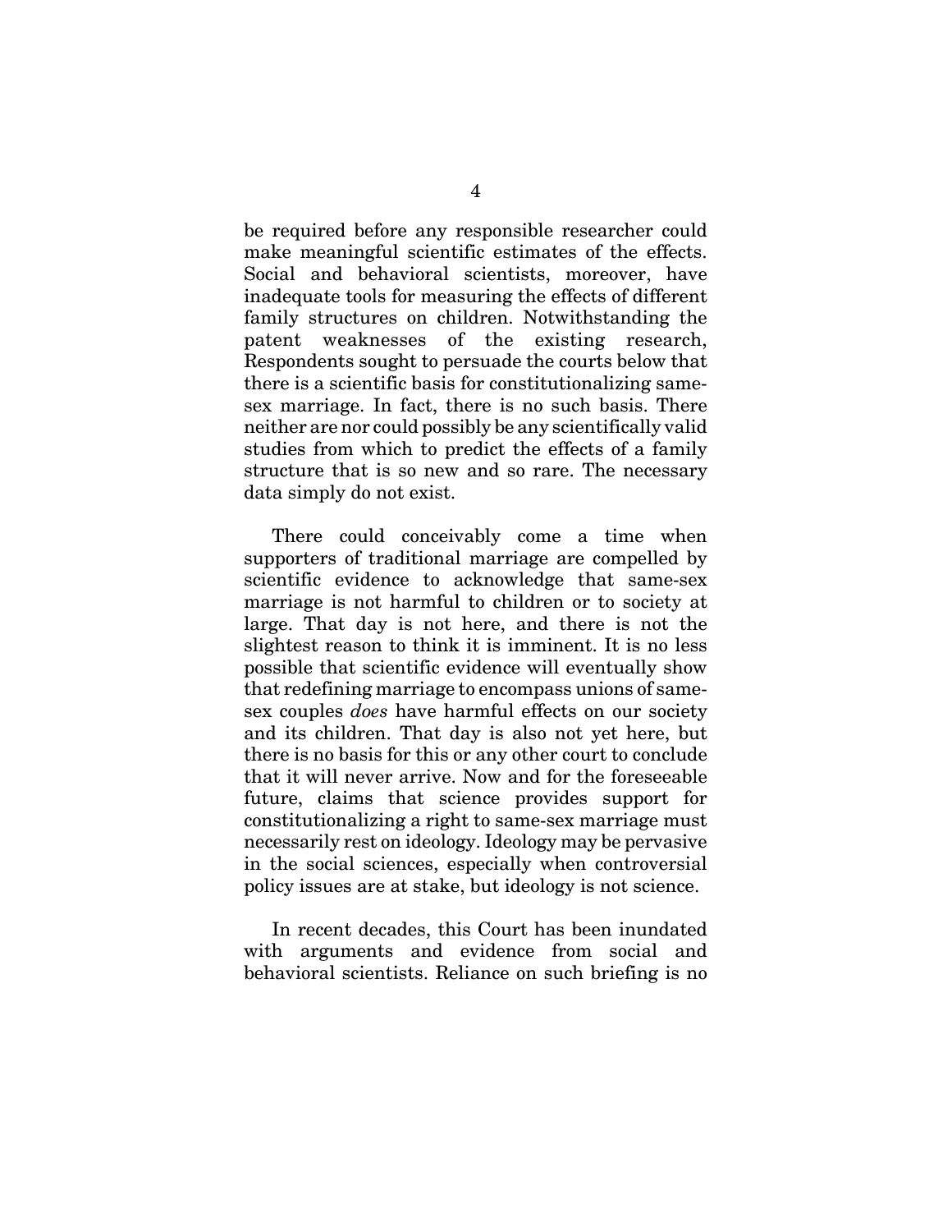be required before any responsible researcher could make meaningful scientific estimates of the effects. Social and behavioral scientists, moreover, have inadequate tools for measuring the effects of different family structures on children. Notwithstanding the patent weaknesses of the existing research, Respondents sought to persuade the courts below that there is a scientific basis for constitutionalizing same-sex marriage. In fact, there is no such basis. There neither are nor could possibly be any scientifically valid studies from which to predict the effects of a family structure that is so new and so rare. The necessary data simply do not exist.

There could conceivably come a time when supporters of traditional marriage are compelled by scientific evidence to acknowledge that same-sex marriage is not harmful to children or to society at large. That day is not here, and there is not the slightest reason to think it is imminent. It is no less possible that scientific evidence will eventually show that redefining marriage to encompass unions of same-sex couples *does* have harmful effects on our society and its children. That day is also not yet here, but there is no basis for this or any other court to conclude that it will never arrive. Now and for the foreseeable future, claims that science provides support for constitutionalizing a right to same-sex marriage must necessarily rest on ideology. Ideology may be pervasive in the social sciences, especially when controversial policy issues are at stake, but ideology is not science.

In recent decades, this Court has been inundated with arguments and evidence from social and behavioral scientists. Reliance on such briefing is no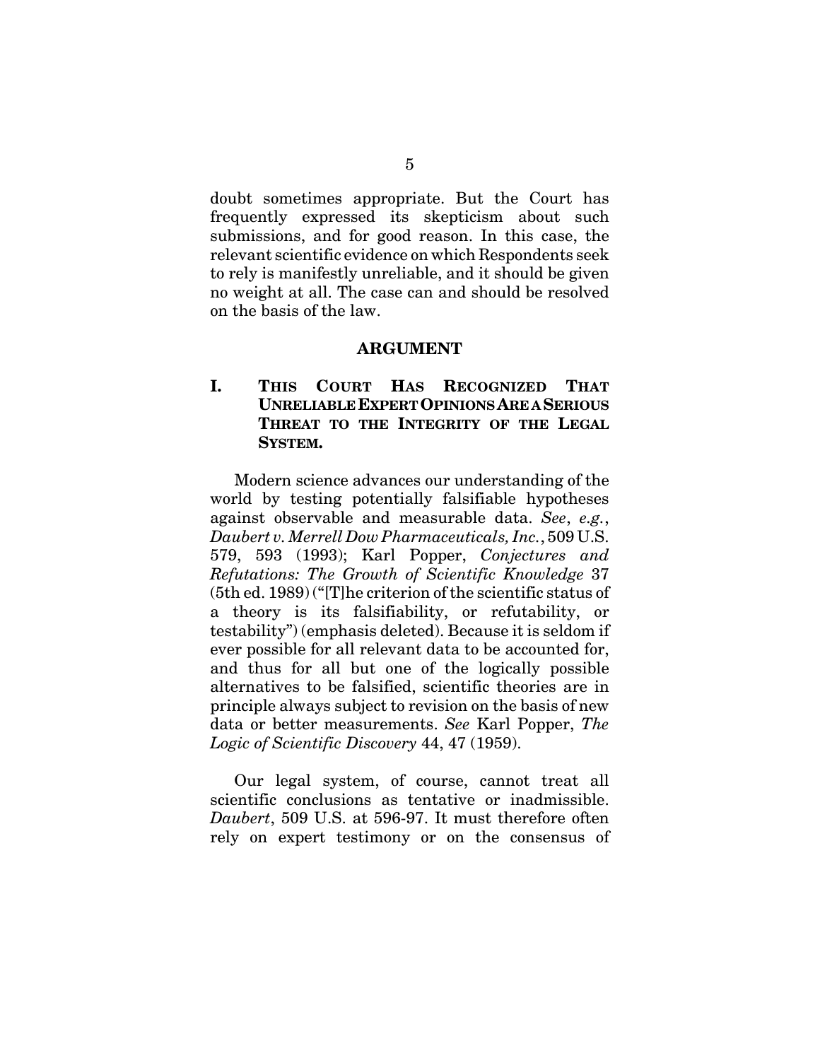doubt sometimes appropriate. But the Court has frequently expressed its skepticism about such submissions, and for good reason. In this case, the relevant scientific evidence on which Respondents seek to rely is manifestly unreliable, and it should be given no weight at all. The case can and should be resolved on the basis of the law.

## ARGUMENT

### I. THIS COURT HAS RECOGNIZED THAT UNRELIABLE EXPERT OPINIONS ARE A SERIOUS THREAT TO THE INTEGRITY OF THE LEGAL SYSTEM.

Modern science advances our understanding of the world by testing potentially falsifiable hypotheses against observable and measurable data. *See*, *e.g.*, *Daubert v. Merrell Dow Pharmaceuticals, Inc.*, 509 U.S. 579, 593 (1993); Karl Popper, *Conjectures and Refutations: The Growth of Scientific Knowledge* 37 (5th ed. 1989) ("[T]he criterion of the scientific status of a theory is its falsifiability, or refutability, or testability") (emphasis deleted). Because it is seldom if ever possible for all relevant data to be accounted for, and thus for all but one of the logically possible alternatives to be falsified, scientific theories are in principle always subject to revision on the basis of new data or better measurements. *See* Karl Popper, *The Logic of Scientific Discovery* 44, 47 (1959).

Our legal system, of course, cannot treat all scientific conclusions as tentative or inadmissible. *Daubert*, 509 U.S. at 596-97. It must therefore often rely on expert testimony or on the consensus of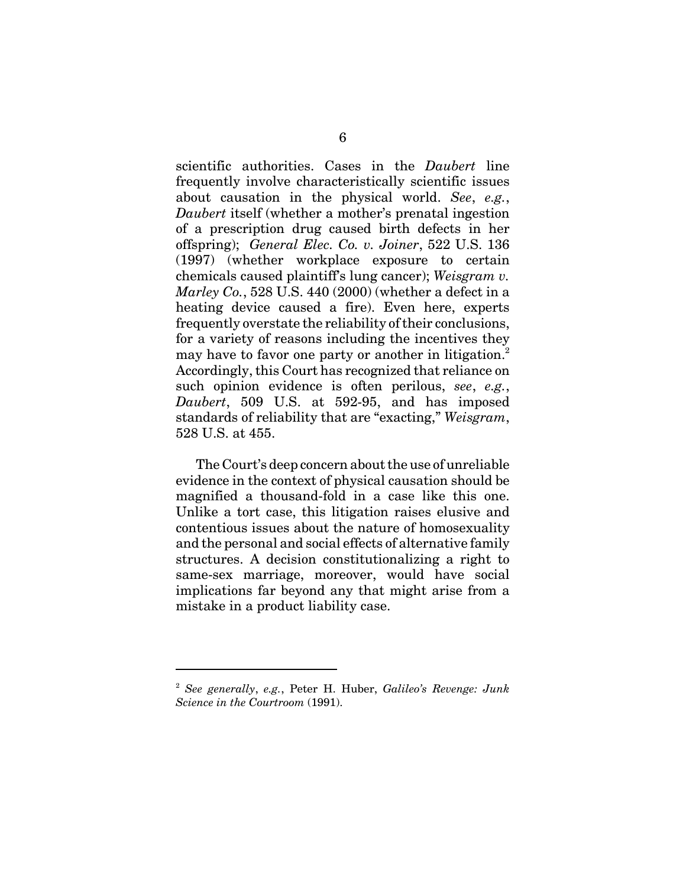scientific authorities. Cases in the *Daubert* line frequently involve characteristically scientific issues about causation in the physical world. *See*, *e.g.*, *Daubert* itself (whether a mother's prenatal ingestion of a prescription drug caused birth defects in her offspring); *General Elec. Co. v. Joiner*, 522 U.S. 136 (1997) (whether workplace exposure to certain chemicals caused plaintiff's lung cancer); *Weisgram v. Marley Co.*, 528 U.S. 440 (2000) (whether a defect in a heating device caused a fire). Even here, experts frequently overstate the reliability of their conclusions, for a variety of reasons including the incentives they may have to favor one party or another in litigation.[2] Accordingly, this Court has recognized that reliance on such opinion evidence is often perilous, *see*, *e.g.*, *Daubert*, 509 U.S. at 592-95, and has imposed standards of reliability that are "exacting," *Weisgram*, 528 U.S. at 455.

The Court's deep concern about the use of unreliable evidence in the context of physical causation should be magnified a thousand-fold in a case like this one. Unlike a tort case, this litigation raises elusive and contentious issues about the nature of homosexuality and the personal and social effects of alternative family structures. A decision constitutionalizing a right to same-sex marriage, moreover, would have social implications far beyond any that might arise from a mistake in a product liability case.

---

[2] *See generally*, *e.g.*, Peter H. Huber, *Galileo's Revenge: Junk Science in the Courtroom* (1991).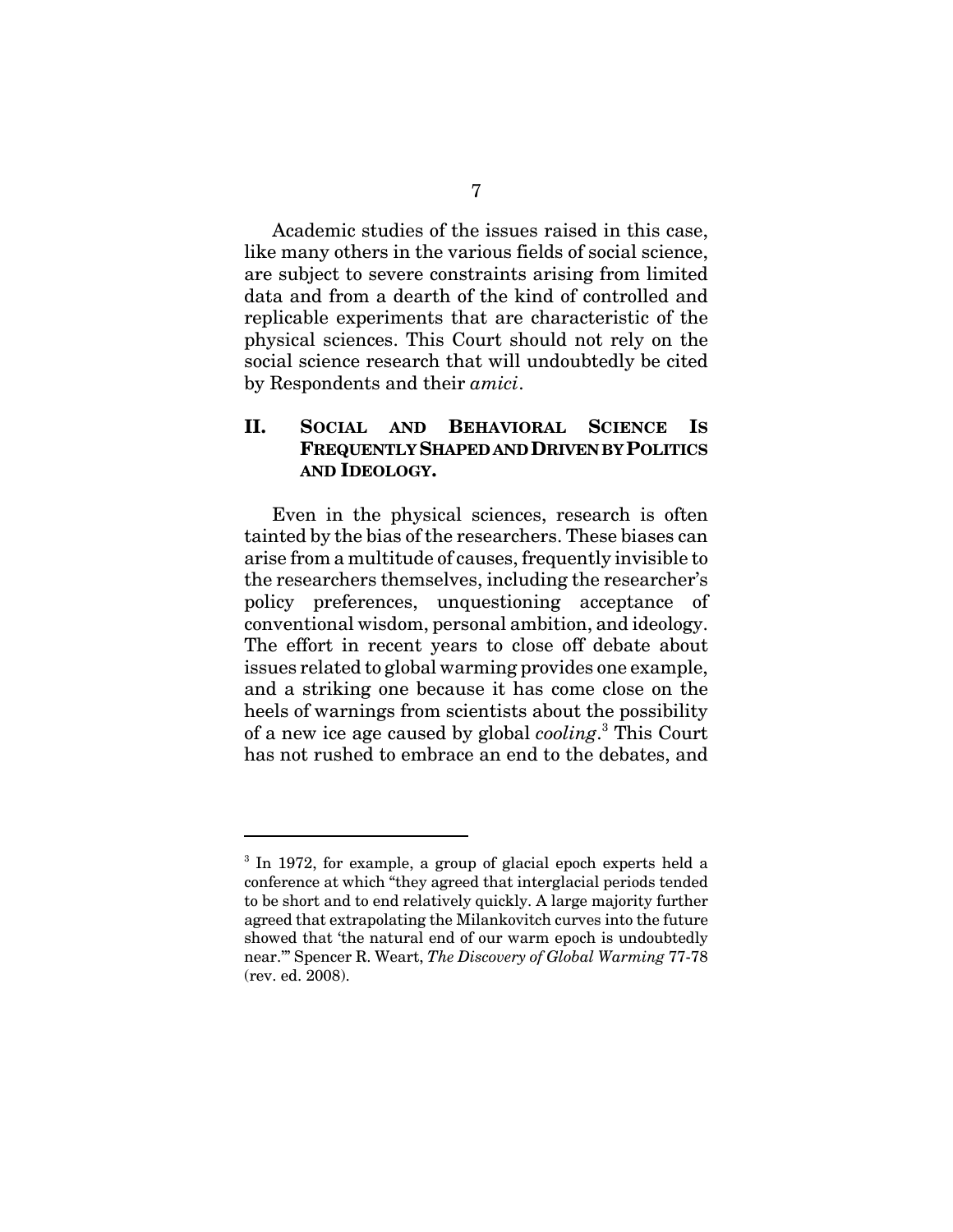Academic studies of the issues raised in this case, like many others in the various fields of social science, are subject to severe constraints arising from limited data and from a dearth of the kind of controlled and replicable experiments that are characteristic of the physical sciences. This Court should not rely on the social science research that will undoubtedly be cited by Respondents and their *amici*.

## II. SOCIAL AND BEHAVIORAL SCIENCE IS FREQUENTLY SHAPED AND DRIVEN BY POLITICS AND IDEOLOGY.

Even in the physical sciences, research is often tainted by the bias of the researchers. These biases can arise from a multitude of causes, frequently invisible to the researchers themselves, including the researcher's policy preferences, unquestioning acceptance of conventional wisdom, personal ambition, and ideology. The effort in recent years to close off debate about issues related to global warming provides one example, and a striking one because it has come close on the heels of warnings from scientists about the possibility of a new ice age caused by global *cooling*.[3] This Court has not rushed to embrace an end to the debates, and

---

[3] In 1972, for example, a group of glacial epoch experts held a conference at which "they agreed that interglacial periods tended to be short and to end relatively quickly. A large majority further agreed that extrapolating the Milankovitch curves into the future showed that 'the natural end of our warm epoch is undoubtedly near.'" Spencer R. Weart, *The Discovery of Global Warming* 77-78 (rev. ed. 2008).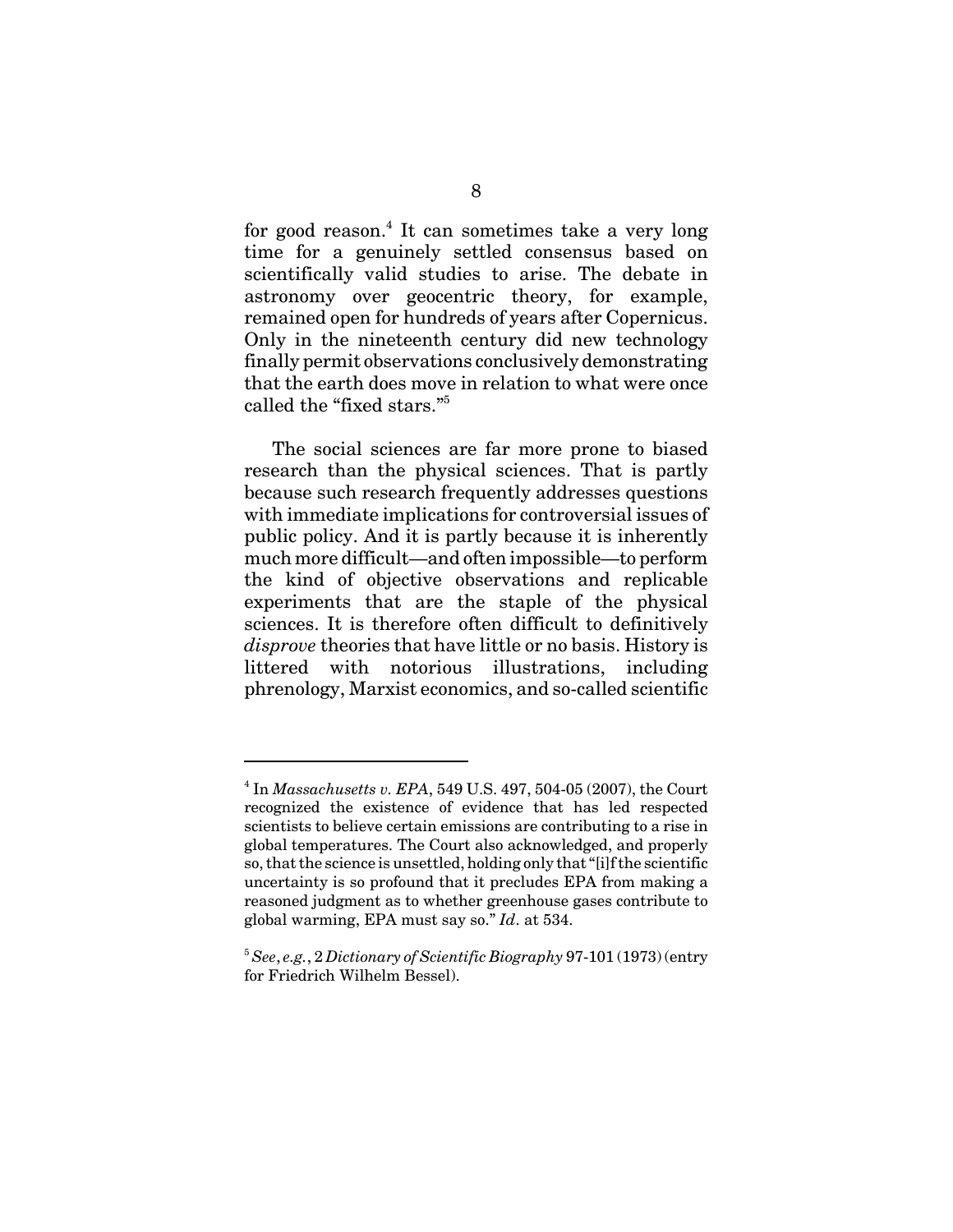for good reason.[4] It can sometimes take a very long time for a genuinely settled consensus based on scientifically valid studies to arise. The debate in astronomy over geocentric theory, for example, remained open for hundreds of years after Copernicus. Only in the nineteenth century did new technology finally permit observations conclusively demonstrating that the earth does move in relation to what were once called the "fixed stars."[5]

The social sciences are far more prone to biased research than the physical sciences. That is partly because such research frequently addresses questions with immediate implications for controversial issues of public policy. And it is partly because it is inherently much more difficult—and often impossible—to perform the kind of objective observations and replicable experiments that are the staple of the physical sciences. It is therefore often difficult to definitively *disprove* theories that have little or no basis. History is littered with notorious illustrations, including phrenology, Marxist economics, and so-called scientific

---

[4] In *Massachusetts v. EPA*, 549 U.S. 497, 504-05 (2007), the Court recognized the existence of evidence that has led respected scientists to believe certain emissions are contributing to a rise in global temperatures. The Court also acknowledged, and properly so, that the science is unsettled, holding only that "[i]f the scientific uncertainty is so profound that it precludes EPA from making a reasoned judgment as to whether greenhouse gases contribute to global warming, EPA must say so." *Id*. at 534.

[5] *See*, *e.g.*, 2 *Dictionary of Scientific Biography* 97-101 (1973) (entry for Friedrich Wilhelm Bessel).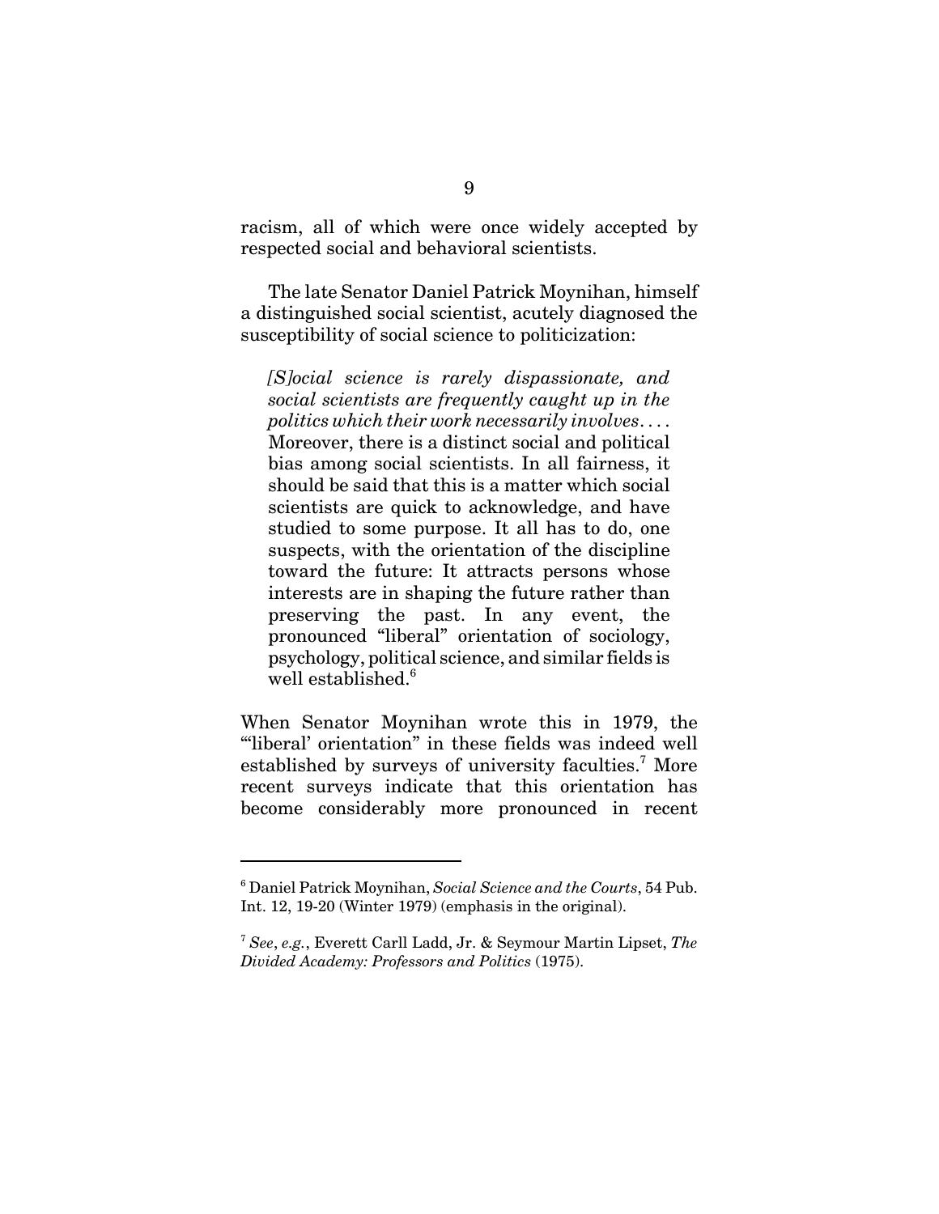racism, all of which were once widely accepted by respected social and behavioral scientists.

The late Senator Daniel Patrick Moynihan, himself a distinguished social scientist, acutely diagnosed the susceptibility of social science to politicization:

> *[S]ocial science is rarely dispassionate, and social scientists are frequently caught up in the politics which their work necessarily involves*. . . . Moreover, there is a distinct social and political bias among social scientists. In all fairness, it should be said that this is a matter which social scientists are quick to acknowledge, and have studied to some purpose. It all has to do, one suspects, with the orientation of the discipline toward the future: It attracts persons whose interests are in shaping the future rather than preserving the past. In any event, the pronounced "liberal" orientation of sociology, psychology, political science, and similar fields is well established.[6]

When Senator Moynihan wrote this in 1979, the "'liberal' orientation" in these fields was indeed well established by surveys of university faculties.[7] More recent surveys indicate that this orientation has become considerably more pronounced in recent

---

[6] Daniel Patrick Moynihan, *Social Science and the Courts*, 54 Pub. Int. 12, 19-20 (Winter 1979) (emphasis in the original).

[7] *See*, *e.g.*, Everett Carll Ladd, Jr. & Seymour Martin Lipset, *The Divided Academy: Professors and Politics* (1975).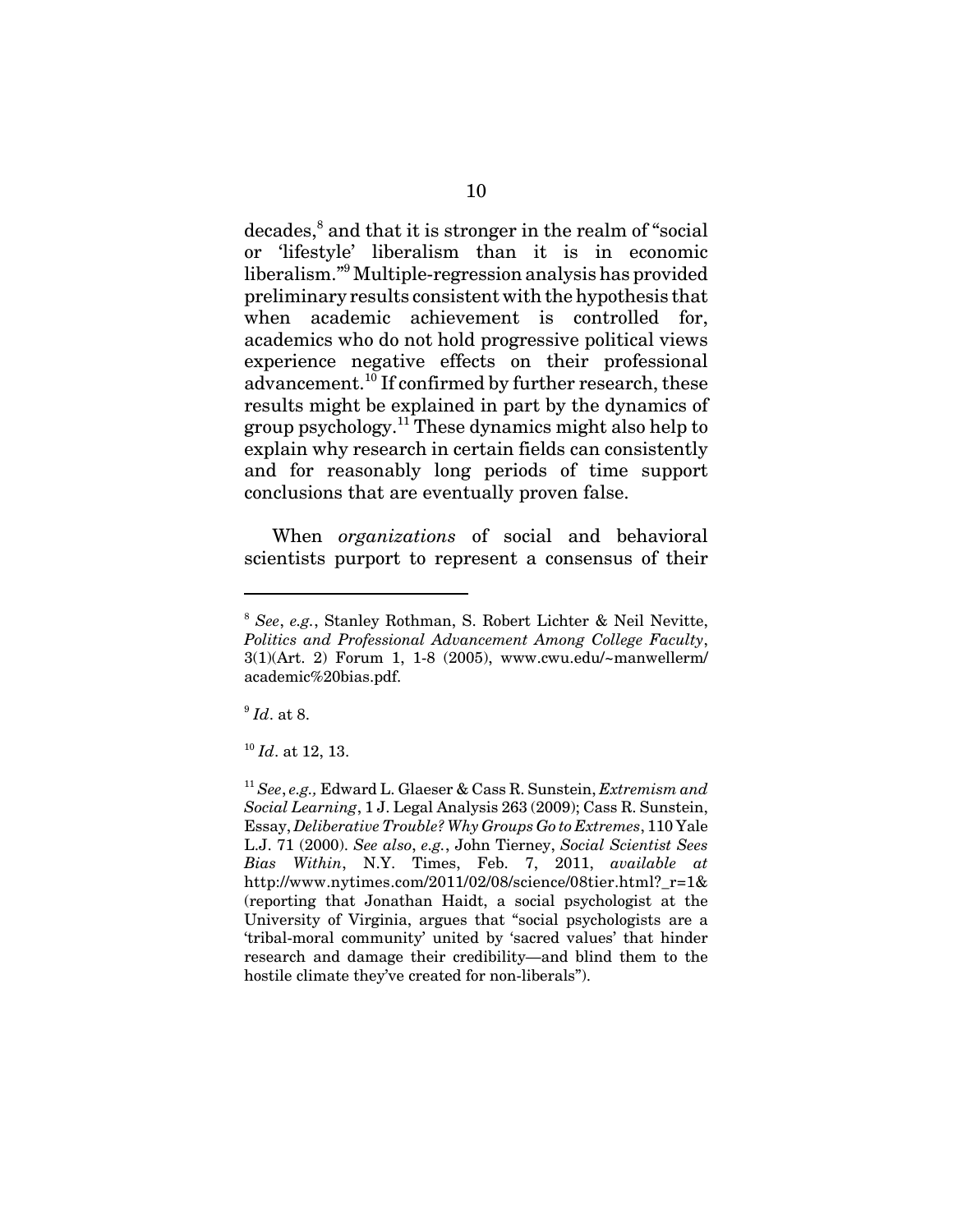decades,[8] and that it is stronger in the realm of "social or 'lifestyle' liberalism than it is in economic liberalism."[9] Multiple-regression analysis has provided preliminary results consistent with the hypothesis that when academic achievement is controlled for, academics who do not hold progressive political views experience negative effects on their professional advancement.[10] If confirmed by further research, these results might be explained in part by the dynamics of group psychology.[11] These dynamics might also help to explain why research in certain fields can consistently and for reasonably long periods of time support conclusions that are eventually proven false.

When *organizations* of social and behavioral scientists purport to represent a consensus of their

---

[8] *See*, *e.g.*, Stanley Rothman, S. Robert Lichter & Neil Nevitte, *Politics and Professional Advancement Among College Faculty*, 3(1)(Art. 2) Forum 1, 1-8 (2005), www.cwu.edu/~manwellerm/academic%20bias.pdf.

[9] *Id*. at 8.

[10] *Id*. at 12, 13.

[11] *See*, *e.g.,* Edward L. Glaeser & Cass R. Sunstein, *Extremism and Social Learning*, 1 J. Legal Analysis 263 (2009); Cass R. Sunstein, Essay, *Deliberative Trouble? Why Groups Go to Extremes*, 110 Yale L.J. 71 (2000). *See also*, *e.g.*, John Tierney, *Social Scientist Sees Bias Within*, N.Y. Times, Feb. 7, 2011, *available at* http://www.nytimes.com/2011/02/08/science/08tier.html?_r=1& (reporting that Jonathan Haidt, a social psychologist at the University of Virginia, argues that "social psychologists are a 'tribal-moral community' united by 'sacred values' that hinder research and damage their credibility—and blind them to the hostile climate they've created for non-liberals").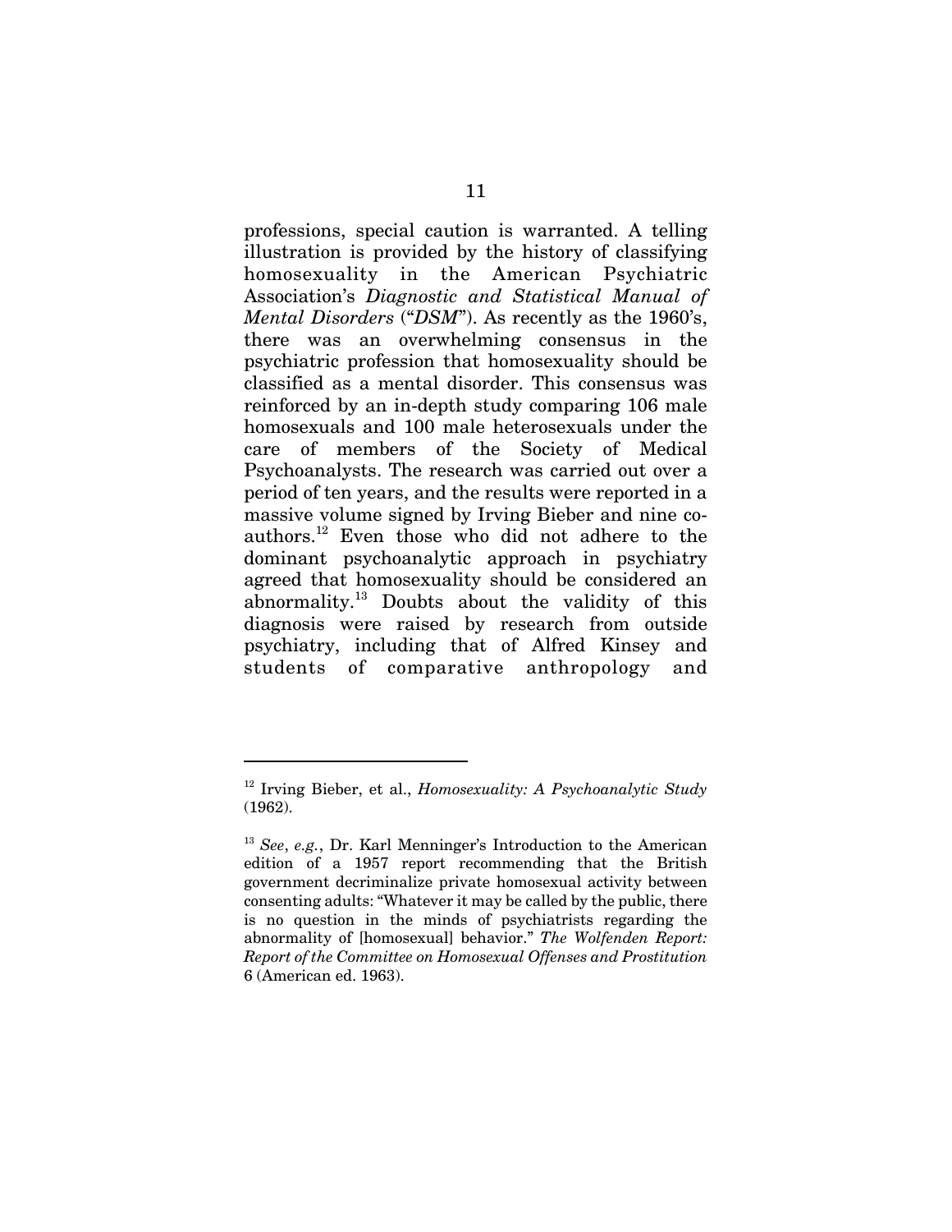professions, special caution is warranted. A telling illustration is provided by the history of classifying homosexuality in the American Psychiatric Association's *Diagnostic and Statistical Manual of Mental Disorders* ("*DSM*"). As recently as the 1960's, there was an overwhelming consensus in the psychiatric profession that homosexuality should be classified as a mental disorder. This consensus was reinforced by an in-depth study comparing 106 male homosexuals and 100 male heterosexuals under the care of members of the Society of Medical Psychoanalysts. The research was carried out over a period of ten years, and the results were reported in a massive volume signed by Irving Bieber and nine co-authors.[12] Even those who did not adhere to the dominant psychoanalytic approach in psychiatry agreed that homosexuality should be considered an abnormality.[13] Doubts about the validity of this diagnosis were raised by research from outside psychiatry, including that of Alfred Kinsey and students of comparative anthropology and

---

[12] Irving Bieber, et al., *Homosexuality: A Psychoanalytic Study* (1962).

[13] *See*, *e.g.*, Dr. Karl Menninger's Introduction to the American edition of a 1957 report recommending that the British government decriminalize private homosexual activity between consenting adults: "Whatever it may be called by the public, there is no question in the minds of psychiatrists regarding the abnormality of [homosexual] behavior." *The Wolfenden Report: Report of the Committee on Homosexual Offenses and Prostitution* 6 (American ed. 1963).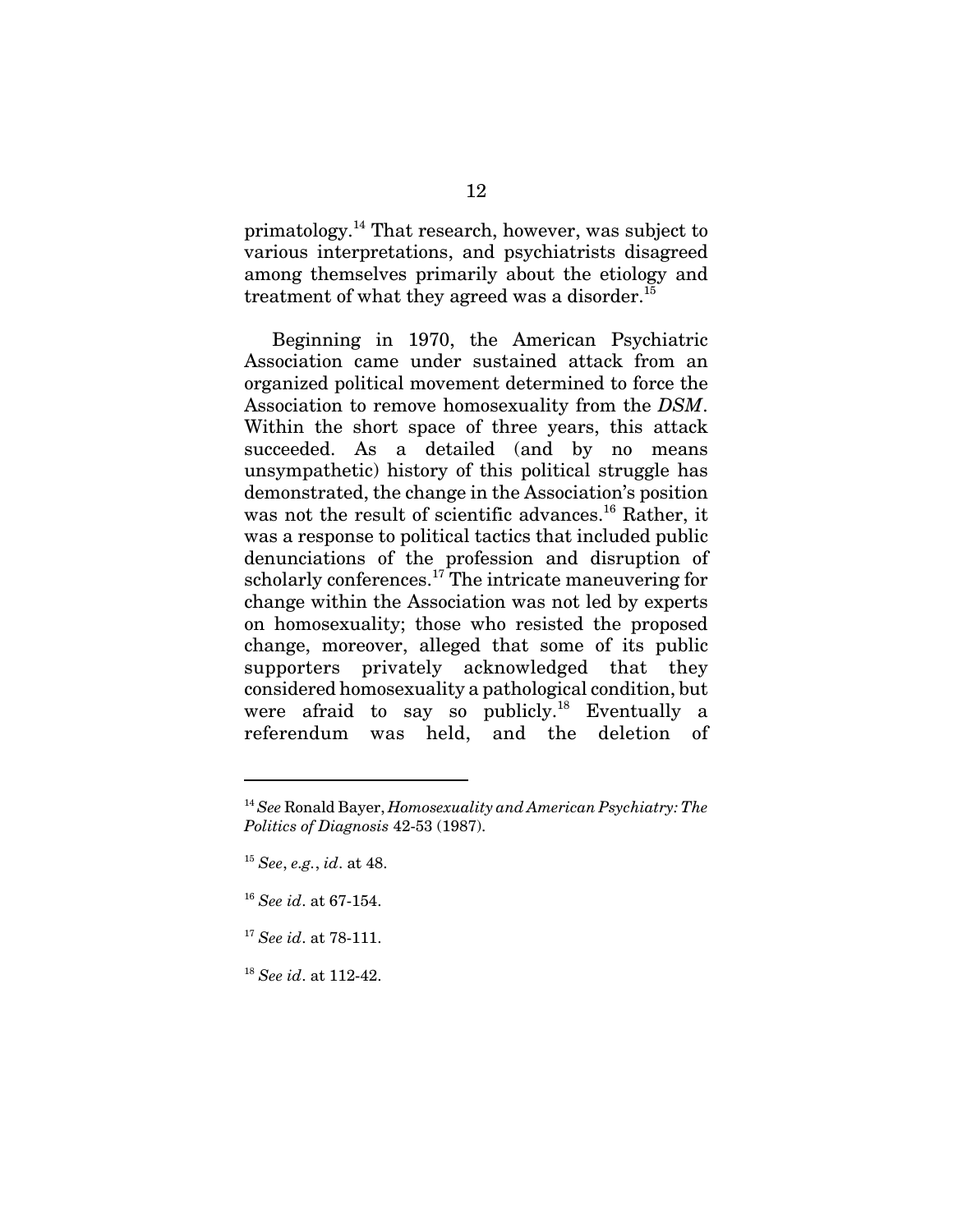primatology.[14] That research, however, was subject to various interpretations, and psychiatrists disagreed among themselves primarily about the etiology and treatment of what they agreed was a disorder.[15]

Beginning in 1970, the American Psychiatric Association came under sustained attack from an organized political movement determined to force the Association to remove homosexuality from the *DSM*. Within the short space of three years, this attack succeeded. As a detailed (and by no means unsympathetic) history of this political struggle has demonstrated, the change in the Association's position was not the result of scientific advances.[16] Rather, it was a response to political tactics that included public denunciations of the profession and disruption of scholarly conferences.[17] The intricate maneuvering for change within the Association was not led by experts on homosexuality; those who resisted the proposed change, moreover, alleged that some of its public supporters privately acknowledged that they considered homosexuality a pathological condition, but were afraid to say so publicly.[18] Eventually a referendum was held, and the deletion of

---

[14] *See* Ronald Bayer, *Homosexuality and American Psychiatry: The Politics of Diagnosis* 42-53 (1987).

[15] *See*, *e.g.*, *id*. at 48.

[16] *See id*. at 67-154.

[17] *See id*. at 78-111.

[18] *See id*. at 112-42.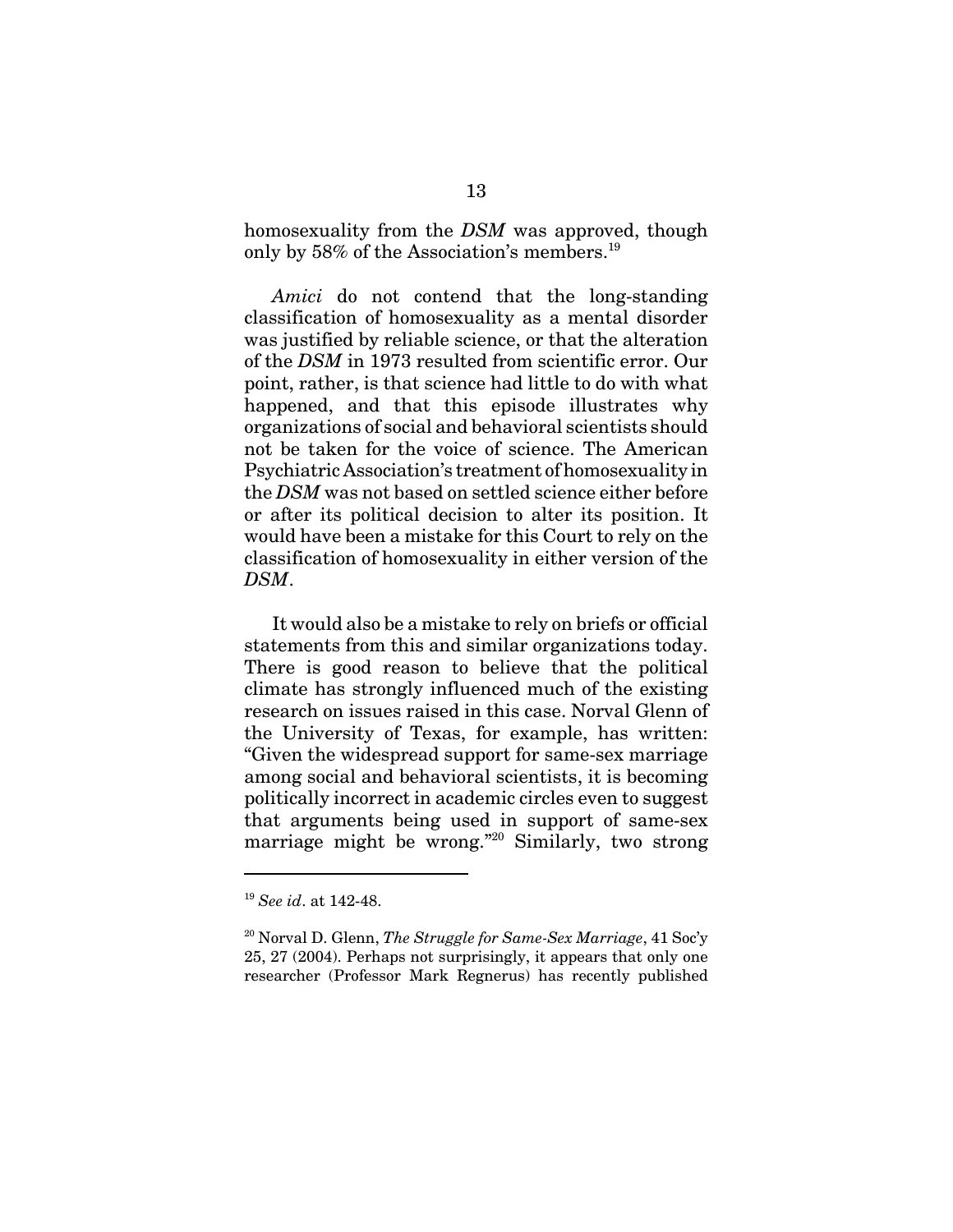homosexuality from the *DSM* was approved, though only by 58% of the Association's members.[19]

*Amici* do not contend that the long-standing classification of homosexuality as a mental disorder was justified by reliable science, or that the alteration of the *DSM* in 1973 resulted from scientific error. Our point, rather, is that science had little to do with what happened, and that this episode illustrates why organizations of social and behavioral scientists should not be taken for the voice of science. The American Psychiatric Association's treatment of homosexuality in the *DSM* was not based on settled science either before or after its political decision to alter its position. It would have been a mistake for this Court to rely on the classification of homosexuality in either version of the *DSM*.

It would also be a mistake to rely on briefs or official statements from this and similar organizations today. There is good reason to believe that the political climate has strongly influenced much of the existing research on issues raised in this case. Norval Glenn of the University of Texas, for example, has written: "Given the widespread support for same-sex marriage among social and behavioral scientists, it is becoming politically incorrect in academic circles even to suggest that arguments being used in support of same-sex marriage might be wrong."[20] Similarly, two strong

---

[19] *See id*. at 142-48.

[20] Norval D. Glenn, *The Struggle for Same-Sex Marriage*, 41 Soc'y 25, 27 (2004). Perhaps not surprisingly, it appears that only one researcher (Professor Mark Regnerus) has recently published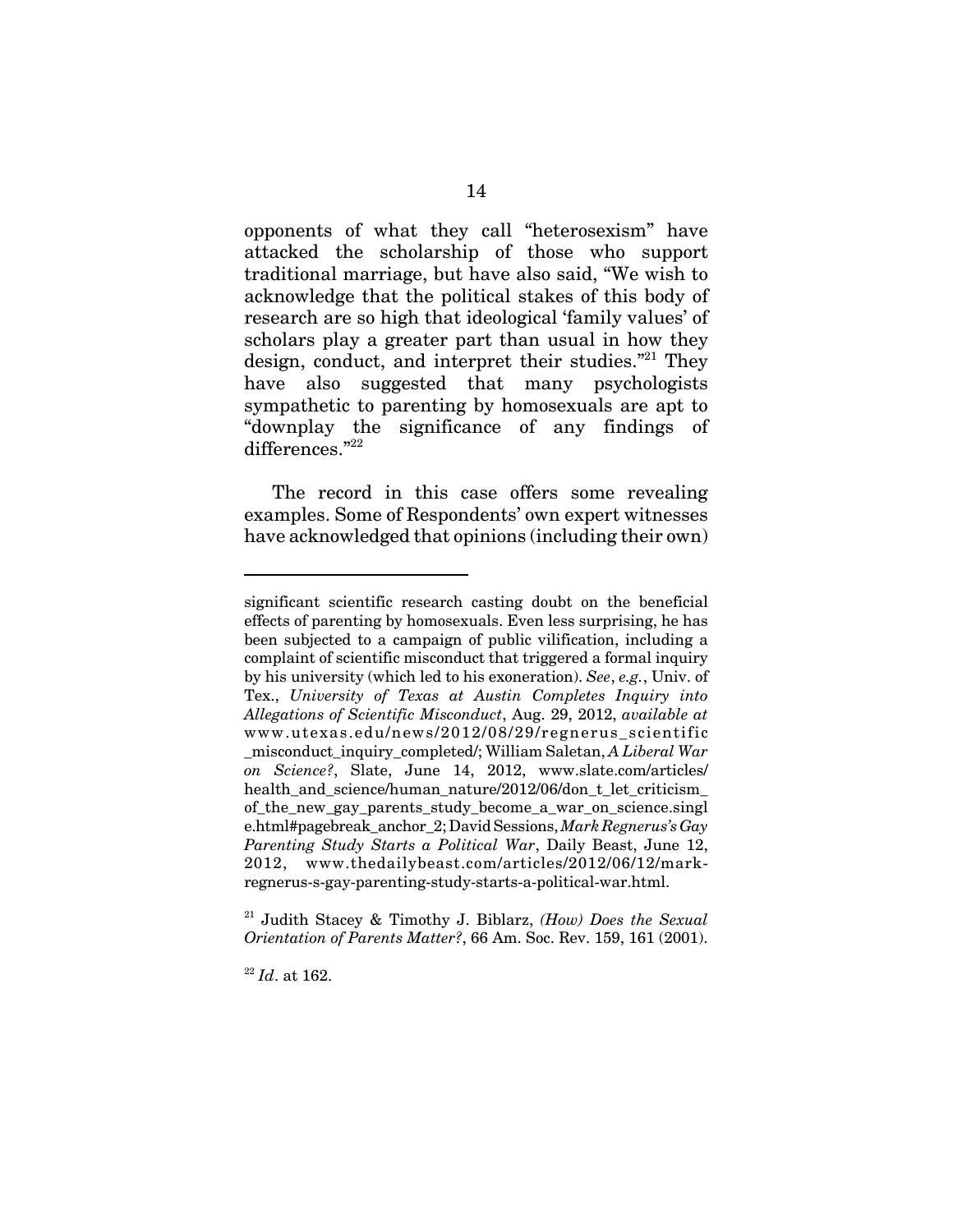opponents of what they call "heterosexism" have attacked the scholarship of those who support traditional marriage, but have also said, "We wish to acknowledge that the political stakes of this body of research are so high that ideological 'family values' of scholars play a greater part than usual in how they design, conduct, and interpret their studies."[21] They have also suggested that many psychologists sympathetic to parenting by homosexuals are apt to "downplay the significance of any findings of differences."[22]

The record in this case offers some revealing examples. Some of Respondents' own expert witnesses have acknowledged that opinions (including their own)

---

significant scientific research casting doubt on the beneficial effects of parenting by homosexuals. Even less surprising, he has been subjected to a campaign of public vilification, including a complaint of scientific misconduct that triggered a formal inquiry by his university (which led to his exoneration). *See*, *e.g.*, Univ. of Tex., *University of Texas at Austin Completes Inquiry into Allegations of Scientific Misconduct*, Aug. 29, 2012, *available at* www.utexas.edu/news/2012/08/29/regnerus_scientific_misconduct_inquiry_completed/; William Saletan, *A Liberal War on Science?*, Slate, June 14, 2012, www.slate.com/articles/health_and_science/human_nature/2012/06/don_t_let_criticism_of_the_new_gay_parents_study_become_a_war_on_science.single.html#pagebreak_anchor_2; David Sessions, *Mark Regnerus's Gay Parenting Study Starts a Political War*, Daily Beast, June 12, 2012, www.thedailybeast.com/articles/2012/06/12/mark-regnerus-s-gay-parenting-study-starts-a-political-war.html.

[21] Judith Stacey & Timothy J. Biblarz, *(How) Does the Sexual Orientation of Parents Matter?*, 66 Am. Soc. Rev. 159, 161 (2001).

[22] *Id*. at 162.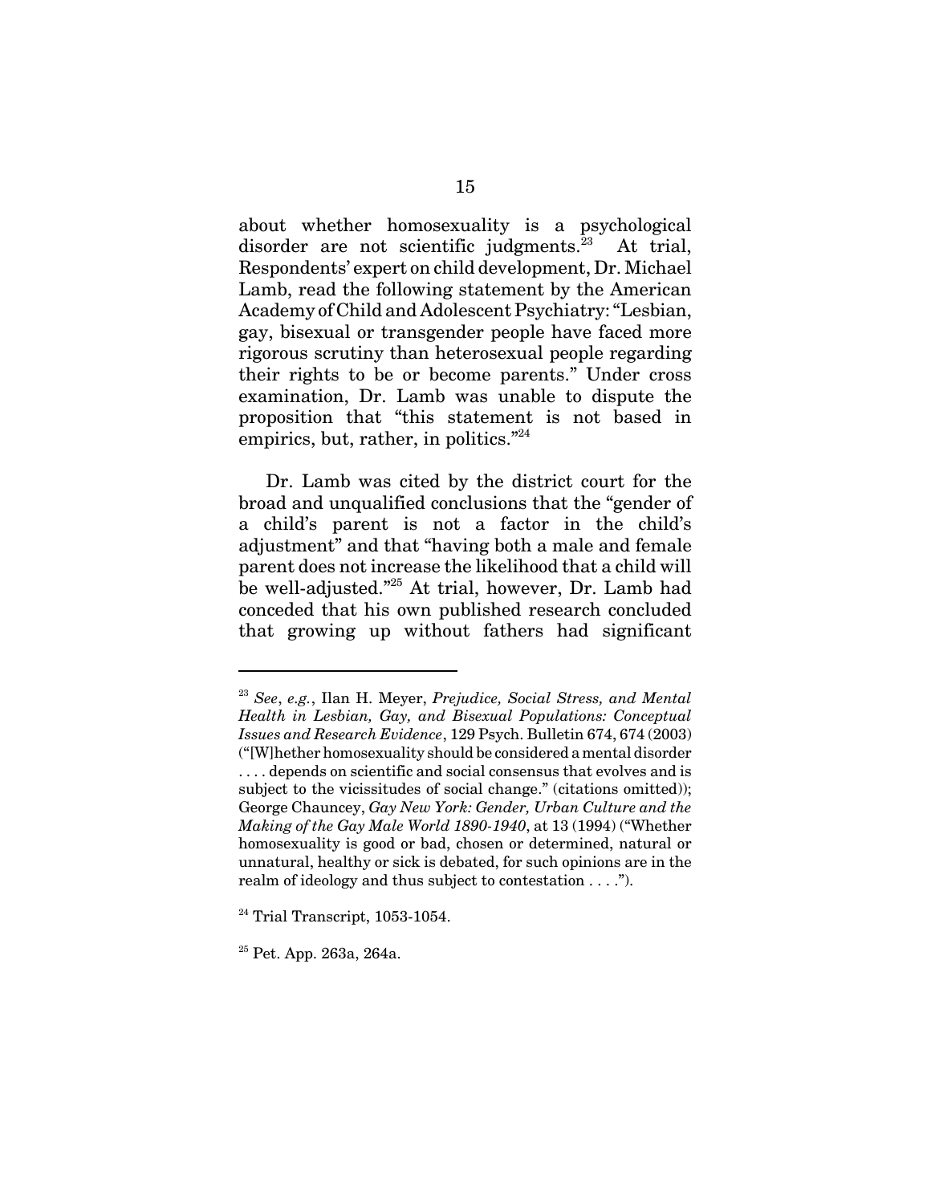about whether homosexuality is a psychological disorder are not scientific judgments.[23] At trial, Respondents' expert on child development, Dr. Michael Lamb, read the following statement by the American Academy of Child and Adolescent Psychiatry: "Lesbian, gay, bisexual or transgender people have faced more rigorous scrutiny than heterosexual people regarding their rights to be or become parents." Under cross examination, Dr. Lamb was unable to dispute the proposition that "this statement is not based in empirics, but, rather, in politics."[24]

Dr. Lamb was cited by the district court for the broad and unqualified conclusions that the "gender of a child's parent is not a factor in the child's adjustment" and that "having both a male and female parent does not increase the likelihood that a child will be well-adjusted."[25] At trial, however, Dr. Lamb had conceded that his own published research concluded that growing up without fathers had significant

---

[23] *See*, *e.g.*, Ilan H. Meyer, *Prejudice, Social Stress, and Mental Health in Lesbian, Gay, and Bisexual Populations: Conceptual Issues and Research Evidence*, 129 Psych. Bulletin 674, 674 (2003) ("[W]hether homosexuality should be considered a mental disorder . . . . depends on scientific and social consensus that evolves and is subject to the vicissitudes of social change." (citations omitted)); George Chauncey, *Gay New York: Gender, Urban Culture and the Making of the Gay Male World 1890-1940*, at 13 (1994) ("Whether homosexuality is good or bad, chosen or determined, natural or unnatural, healthy or sick is debated, for such opinions are in the realm of ideology and thus subject to contestation . . . .").

[24] Trial Transcript, 1053-1054.

[25] Pet. App. 263a, 264a.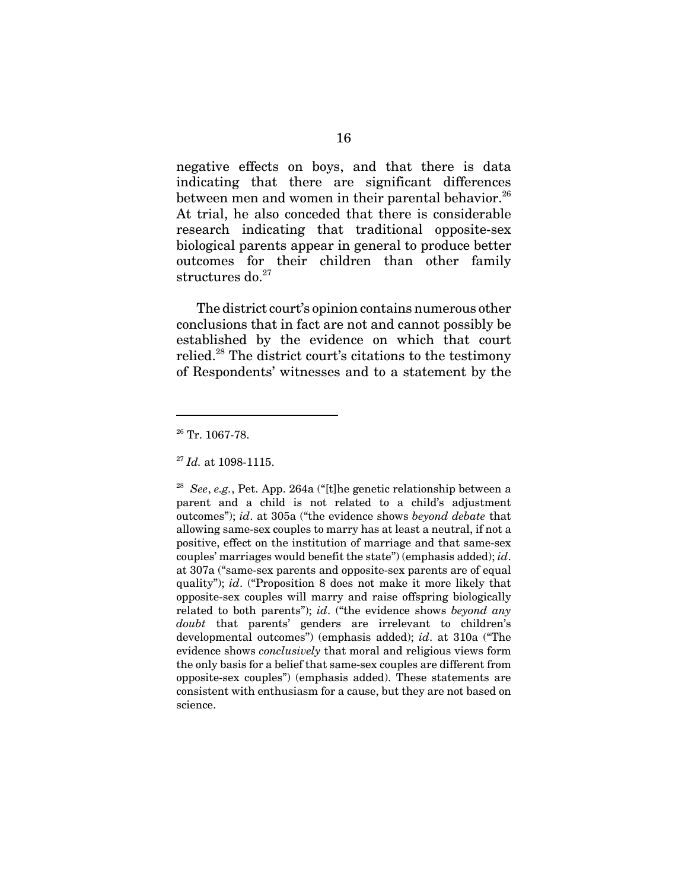negative effects on boys, and that there is data indicating that there are significant differences between men and women in their parental behavior.[26] At trial, he also conceded that there is considerable research indicating that traditional opposite-sex biological parents appear in general to produce better outcomes for their children than other family structures do.[27]

The district court's opinion contains numerous other conclusions that in fact are not and cannot possibly be established by the evidence on which that court relied.[28] The district court's citations to the testimony of Respondents' witnesses and to a statement by the

---

[26] Tr. 1067-78.

[27] *Id.* at 1098-1115.

[28] *See*, *e.g.*, Pet. App. 264a ("[t]he genetic relationship between a parent and a child is not related to a child's adjustment outcomes"); *id*. at 305a ("the evidence shows *beyond debate* that allowing same-sex couples to marry has at least a neutral, if not a positive, effect on the institution of marriage and that same-sex couples' marriages would benefit the state") (emphasis added); *id*. at 307a ("same-sex parents and opposite-sex parents are of equal quality"); *id*. ("Proposition 8 does not make it more likely that opposite-sex couples will marry and raise offspring biologically related to both parents"); *id*. ("the evidence shows *beyond any doubt* that parents' genders are irrelevant to children's developmental outcomes") (emphasis added); *id*. at 310a ("The evidence shows *conclusively* that moral and religious views form the only basis for a belief that same-sex couples are different from opposite-sex couples") (emphasis added). These statements are consistent with enthusiasm for a cause, but they are not based on science.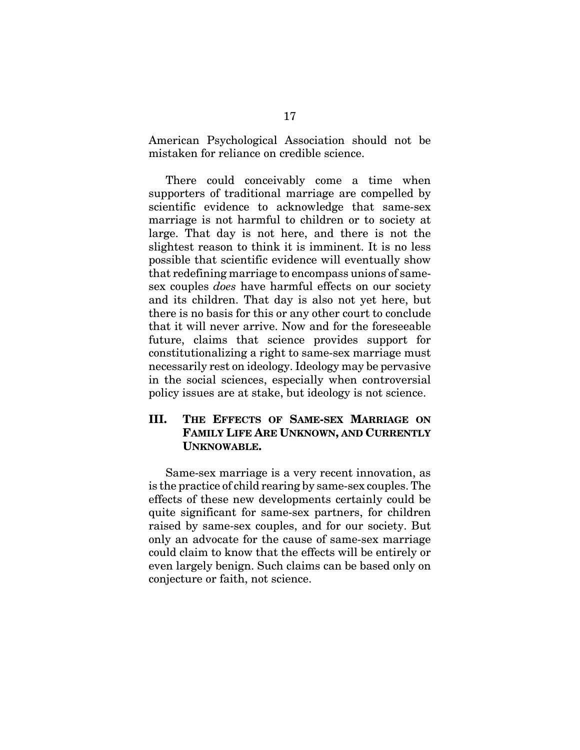American Psychological Association should not be mistaken for reliance on credible science.

There could conceivably come a time when supporters of traditional marriage are compelled by scientific evidence to acknowledge that same-sex marriage is not harmful to children or to society at large. That day is not here, and there is not the slightest reason to think it is imminent. It is no less possible that scientific evidence will eventually show that redefining marriage to encompass unions of same-sex couples *does* have harmful effects on our society and its children. That day is also not yet here, but there is no basis for this or any other court to conclude that it will never arrive. Now and for the foreseeable future, claims that science provides support for constitutionalizing a right to same-sex marriage must necessarily rest on ideology. Ideology may be pervasive in the social sciences, especially when controversial policy issues are at stake, but ideology is not science.

## III. THE EFFECTS OF SAME-SEX MARRIAGE ON FAMILY LIFE ARE UNKNOWN, AND CURRENTLY UNKNOWABLE.

Same-sex marriage is a very recent innovation, as is the practice of child rearing by same-sex couples. The effects of these new developments certainly could be quite significant for same-sex partners, for children raised by same-sex couples, and for our society. But only an advocate for the cause of same-sex marriage could claim to know that the effects will be entirely or even largely benign. Such claims can be based only on conjecture or faith, not science.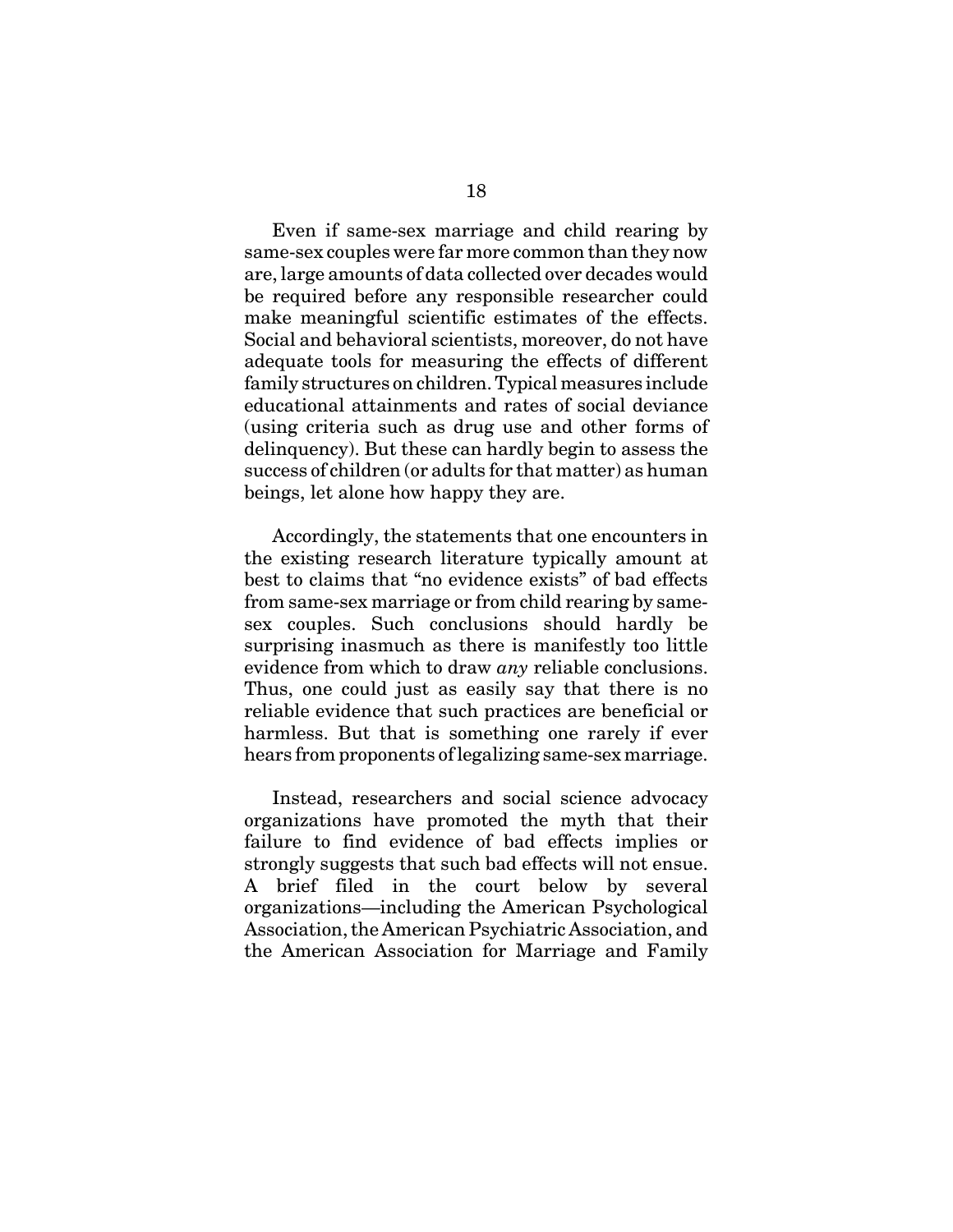Even if same-sex marriage and child rearing by same-sex couples were far more common than they now are, large amounts of data collected over decades would be required before any responsible researcher could make meaningful scientific estimates of the effects. Social and behavioral scientists, moreover, do not have adequate tools for measuring the effects of different family structures on children. Typical measures include educational attainments and rates of social deviance (using criteria such as drug use and other forms of delinquency). But these can hardly begin to assess the success of children (or adults for that matter) as human beings, let alone how happy they are.

Accordingly, the statements that one encounters in the existing research literature typically amount at best to claims that "no evidence exists" of bad effects from same-sex marriage or from child rearing by same-sex couples. Such conclusions should hardly be surprising inasmuch as there is manifestly too little evidence from which to draw *any* reliable conclusions. Thus, one could just as easily say that there is no reliable evidence that such practices are beneficial or harmless. But that is something one rarely if ever hears from proponents of legalizing same-sex marriage.

Instead, researchers and social science advocacy organizations have promoted the myth that their failure to find evidence of bad effects implies or strongly suggests that such bad effects will not ensue. A brief filed in the court below by several organizations—including the American Psychological Association, the American Psychiatric Association, and the American Association for Marriage and Family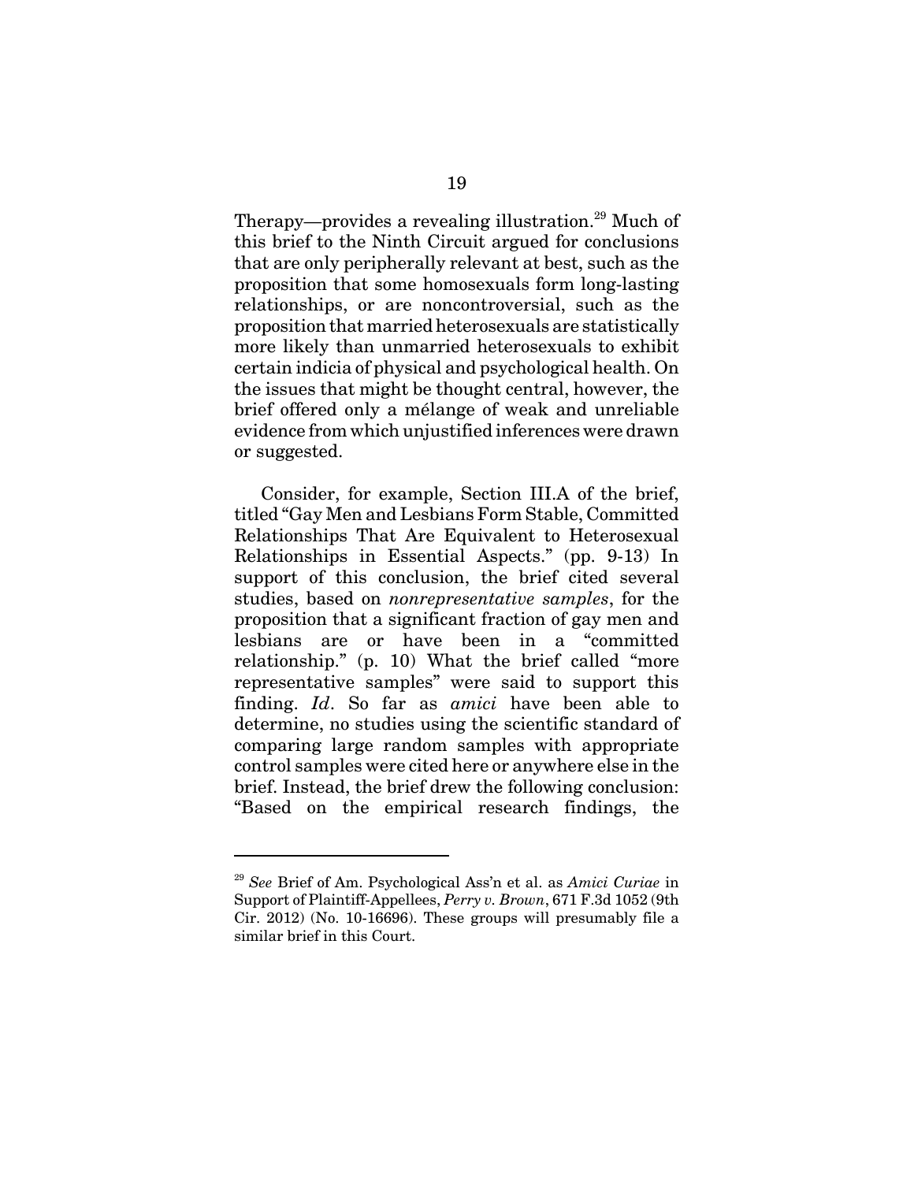Therapy—provides a revealing illustration.[29] Much of this brief to the Ninth Circuit argued for conclusions that are only peripherally relevant at best, such as the proposition that some homosexuals form long-lasting relationships, or are noncontroversial, such as the proposition that married heterosexuals are statistically more likely than unmarried heterosexuals to exhibit certain indicia of physical and psychological health. On the issues that might be thought central, however, the brief offered only a mélange of weak and unreliable evidence from which unjustified inferences were drawn or suggested.

Consider, for example, Section III.A of the brief, titled "Gay Men and Lesbians Form Stable, Committed Relationships That Are Equivalent to Heterosexual Relationships in Essential Aspects." (pp. 9-13) In support of this conclusion, the brief cited several studies, based on *nonrepresentative samples*, for the proposition that a significant fraction of gay men and lesbians are or have been in a "committed relationship." (p. 10) What the brief called "more representative samples" were said to support this finding. *Id*. So far as *amici* have been able to determine, no studies using the scientific standard of comparing large random samples with appropriate control samples were cited here or anywhere else in the brief. Instead, the brief drew the following conclusion: "Based on the empirical research findings, the

---

[29] *See* Brief of Am. Psychological Ass'n et al. as *Amici Curiae* in Support of Plaintiff-Appellees, *Perry v. Brown*, 671 F.3d 1052 (9th Cir. 2012) (No. 10-16696). These groups will presumably file a similar brief in this Court.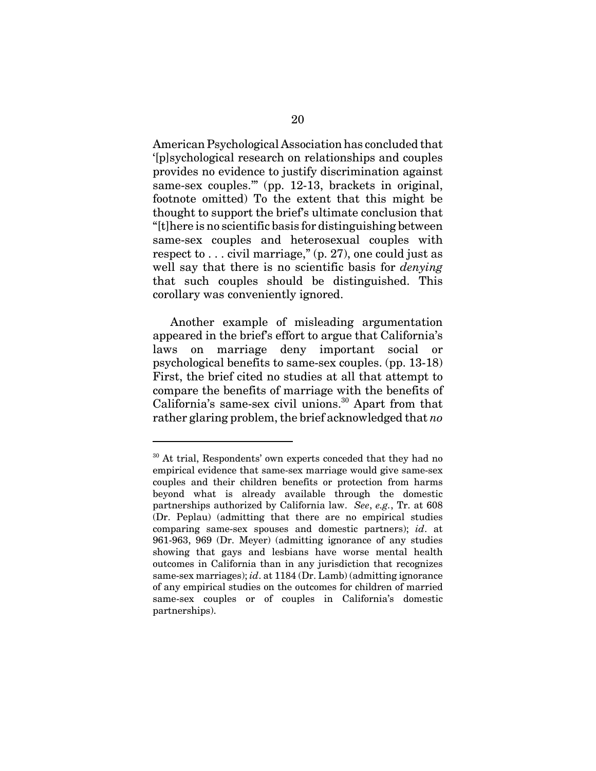American Psychological Association has concluded that '[p]sychological research on relationships and couples provides no evidence to justify discrimination against same-sex couples.'" (pp. 12-13, brackets in original, footnote omitted) To the extent that this might be thought to support the brief's ultimate conclusion that "[t]here is no scientific basis for distinguishing between same-sex couples and heterosexual couples with respect to . . . civil marriage," (p. 27), one could just as well say that there is no scientific basis for *denying* that such couples should be distinguished. This corollary was conveniently ignored.

Another example of misleading argumentation appeared in the brief's effort to argue that California's laws on marriage deny important social or psychological benefits to same-sex couples. (pp. 13-18) First, the brief cited no studies at all that attempt to compare the benefits of marriage with the benefits of California's same-sex civil unions.[30] Apart from that rather glaring problem, the brief acknowledged that *no*

---

[30] At trial, Respondents' own experts conceded that they had no empirical evidence that same-sex marriage would give same-sex couples and their children benefits or protection from harms beyond what is already available through the domestic partnerships authorized by California law. *See*, *e.g.*, Tr. at 608 (Dr. Peplau) (admitting that there are no empirical studies comparing same-sex spouses and domestic partners); *id*. at 961-963, 969 (Dr. Meyer) (admitting ignorance of any studies showing that gays and lesbians have worse mental health outcomes in California than in any jurisdiction that recognizes same-sex marriages); *id*. at 1184 (Dr. Lamb) (admitting ignorance of any empirical studies on the outcomes for children of married same-sex couples or of couples in California's domestic partnerships).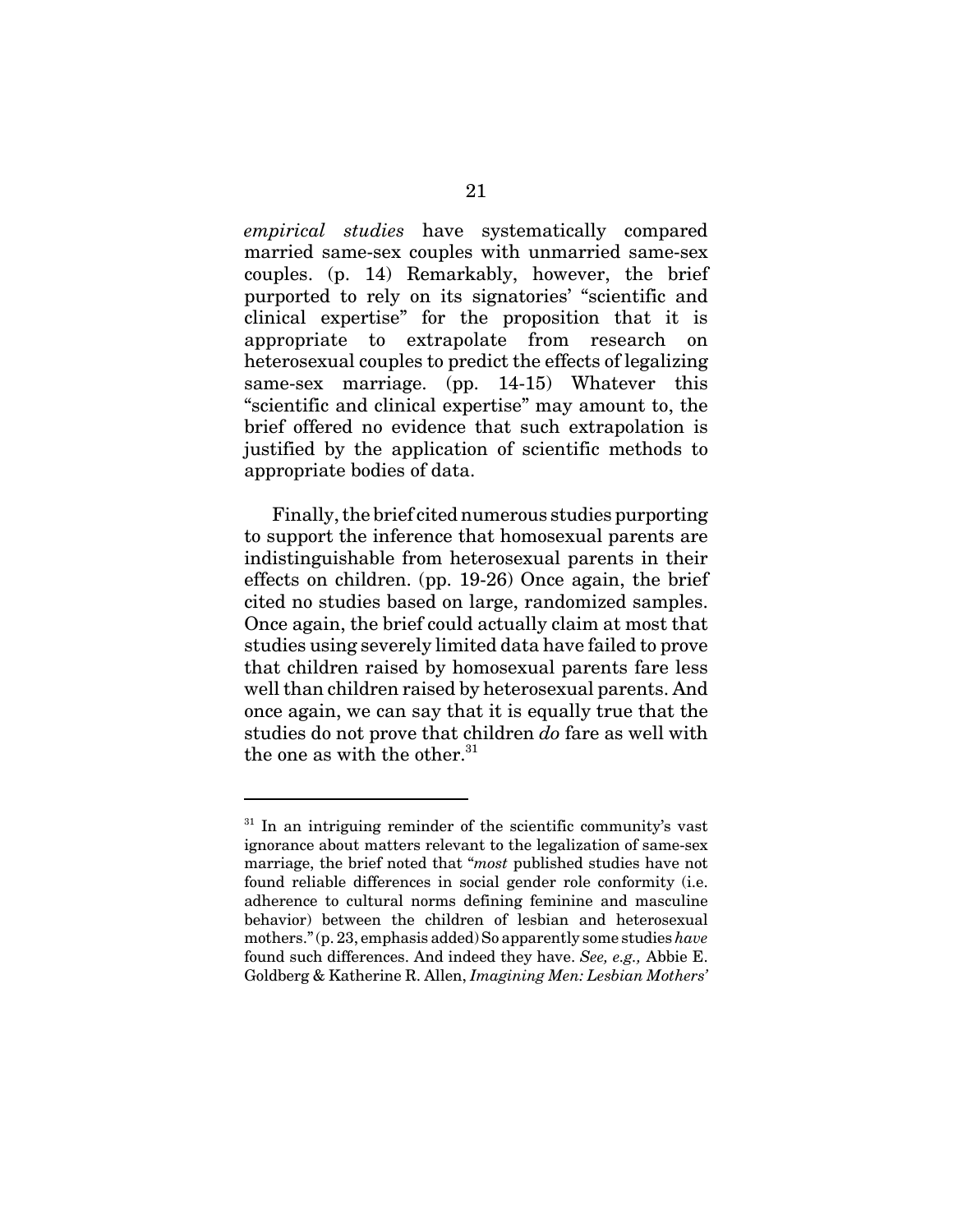*empirical studies* have systematically compared married same-sex couples with unmarried same-sex couples. (p. 14) Remarkably, however, the brief purported to rely on its signatories' "scientific and clinical expertise" for the proposition that it is appropriate to extrapolate from research on heterosexual couples to predict the effects of legalizing same-sex marriage. (pp. 14-15) Whatever this "scientific and clinical expertise" may amount to, the brief offered no evidence that such extrapolation is justified by the application of scientific methods to appropriate bodies of data.

Finally, the brief cited numerous studies purporting to support the inference that homosexual parents are indistinguishable from heterosexual parents in their effects on children. (pp. 19-26) Once again, the brief cited no studies based on large, randomized samples. Once again, the brief could actually claim at most that studies using severely limited data have failed to prove that children raised by homosexual parents fare less well than children raised by heterosexual parents. And once again, we can say that it is equally true that the studies do not prove that children *do* fare as well with the one as with the other.[31]

---

[31] In an intriguing reminder of the scientific community's vast ignorance about matters relevant to the legalization of same-sex marriage, the brief noted that "*most* published studies have not found reliable differences in social gender role conformity (i.e. adherence to cultural norms defining feminine and masculine behavior) between the children of lesbian and heterosexual mothers." (p. 23, emphasis added) So apparently some studies *have* found such differences. And indeed they have. *See, e.g.,* Abbie E. Goldberg & Katherine R. Allen, *Imagining Men: Lesbian Mothers'*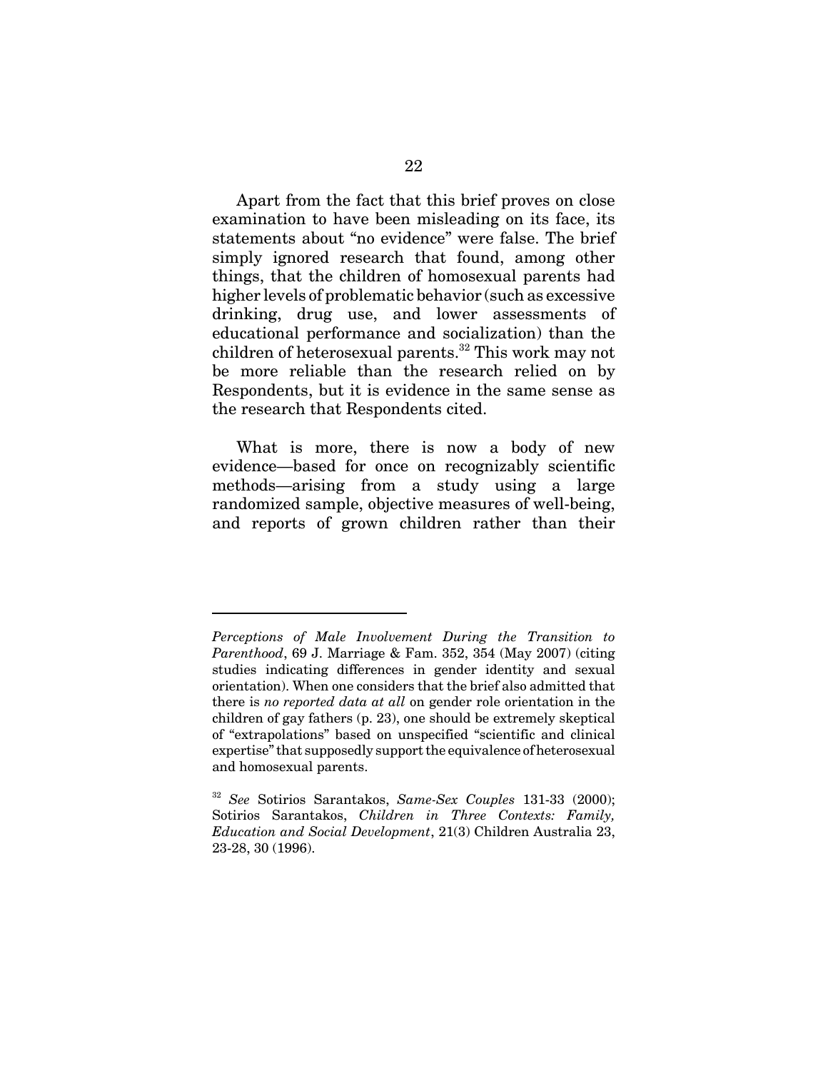Apart from the fact that this brief proves on close examination to have been misleading on its face, its statements about "no evidence" were false. The brief simply ignored research that found, among other things, that the children of homosexual parents had higher levels of problematic behavior (such as excessive drinking, drug use, and lower assessments of educational performance and socialization) than the children of heterosexual parents.[32] This work may not be more reliable than the research relied on by Respondents, but it is evidence in the same sense as the research that Respondents cited.

What is more, there is now a body of new evidence—based for once on recognizably scientific methods—arising from a study using a large randomized sample, objective measures of well-being, and reports of grown children rather than their

---

*Perceptions of Male Involvement During the Transition to Parenthood*, 69 J. Marriage & Fam. 352, 354 (May 2007) (citing studies indicating differences in gender identity and sexual orientation). When one considers that the brief also admitted that there is *no reported data at all* on gender role orientation in the children of gay fathers (p. 23), one should be extremely skeptical of "extrapolations" based on unspecified "scientific and clinical expertise" that supposedly support the equivalence of heterosexual and homosexual parents.

[32] *See* Sotirios Sarantakos, *Same-Sex Couples* 131-33 (2000); Sotirios Sarantakos, *Children in Three Contexts: Family, Education and Social Development*, 21(3) Children Australia 23, 23-28, 30 (1996).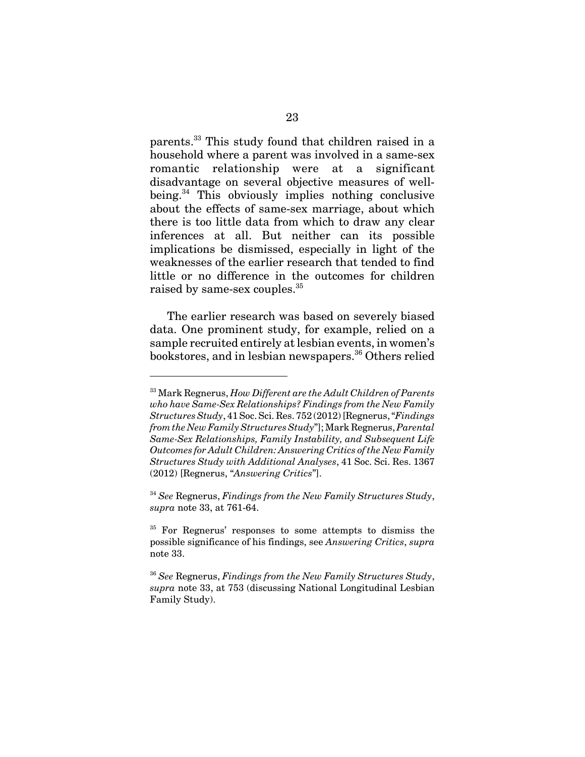parents.[33] This study found that children raised in a household where a parent was involved in a same-sex romantic relationship were at a significant disadvantage on several objective measures of well-being.[34] This obviously implies nothing conclusive about the effects of same-sex marriage, about which there is too little data from which to draw any clear inferences at all. But neither can its possible implications be dismissed, especially in light of the weaknesses of the earlier research that tended to find little or no difference in the outcomes for children raised by same-sex couples.[35]

The earlier research was based on severely biased data. One prominent study, for example, relied on a sample recruited entirely at lesbian events, in women's bookstores, and in lesbian newspapers.[36] Others relied

---

[33] Mark Regnerus, *How Different are the Adult Children of Parents who have Same-Sex Relationships? Findings from the New Family Structures Study*, 41 Soc. Sci. Res. 752 (2012) [Regnerus, "*Findings from the New Family Structures Study*"]; Mark Regnerus, *Parental Same-Sex Relationships, Family Instability, and Subsequent Life Outcomes for Adult Children: Answering Critics of the New Family Structures Study with Additional Analyses*, 41 Soc. Sci. Res. 1367 (2012) [Regnerus, "*Answering Critics*"].

[34] *See* Regnerus, *Findings from the New Family Structures Study*, *supra* note 33, at 761-64.

[35] For Regnerus' responses to some attempts to dismiss the possible significance of his findings, see *Answering Critics*, *supra* note 33.

[36] *See* Regnerus, *Findings from the New Family Structures Study*, *supra* note 33, at 753 (discussing National Longitudinal Lesbian Family Study).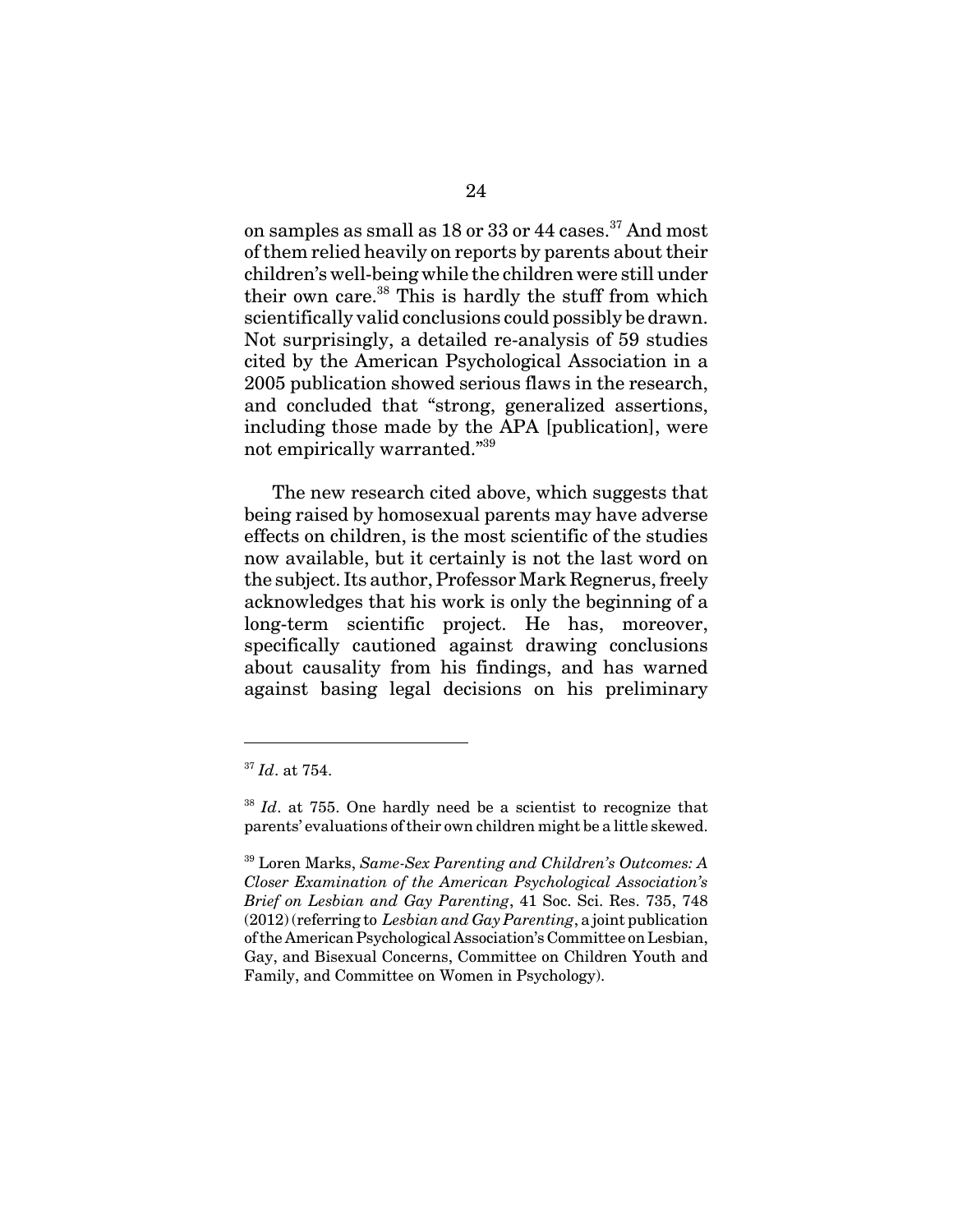on samples as small as 18 or 33 or 44 cases.[37] And most of them relied heavily on reports by parents about their children's well-being while the children were still under their own care.[38] This is hardly the stuff from which scientifically valid conclusions could possibly be drawn. Not surprisingly, a detailed re-analysis of 59 studies cited by the American Psychological Association in a 2005 publication showed serious flaws in the research, and concluded that "strong, generalized assertions, including those made by the APA [publication], were not empirically warranted."[39]

The new research cited above, which suggests that being raised by homosexual parents may have adverse effects on children, is the most scientific of the studies now available, but it certainly is not the last word on the subject. Its author, Professor Mark Regnerus, freely acknowledges that his work is only the beginning of a long-term scientific project. He has, moreover, specifically cautioned against drawing conclusions about causality from his findings, and has warned against basing legal decisions on his preliminary

---

[37] *Id*. at 754.

[38] *Id*. at 755. One hardly need be a scientist to recognize that parents' evaluations of their own children might be a little skewed.

[39] Loren Marks, *Same-Sex Parenting and Children's Outcomes: A Closer Examination of the American Psychological Association's Brief on Lesbian and Gay Parenting*, 41 Soc. Sci. Res. 735, 748 (2012) (referring to *Lesbian and Gay Parenting*, a joint publication of the American Psychological Association's Committee on Lesbian, Gay, and Bisexual Concerns, Committee on Children Youth and Family, and Committee on Women in Psychology).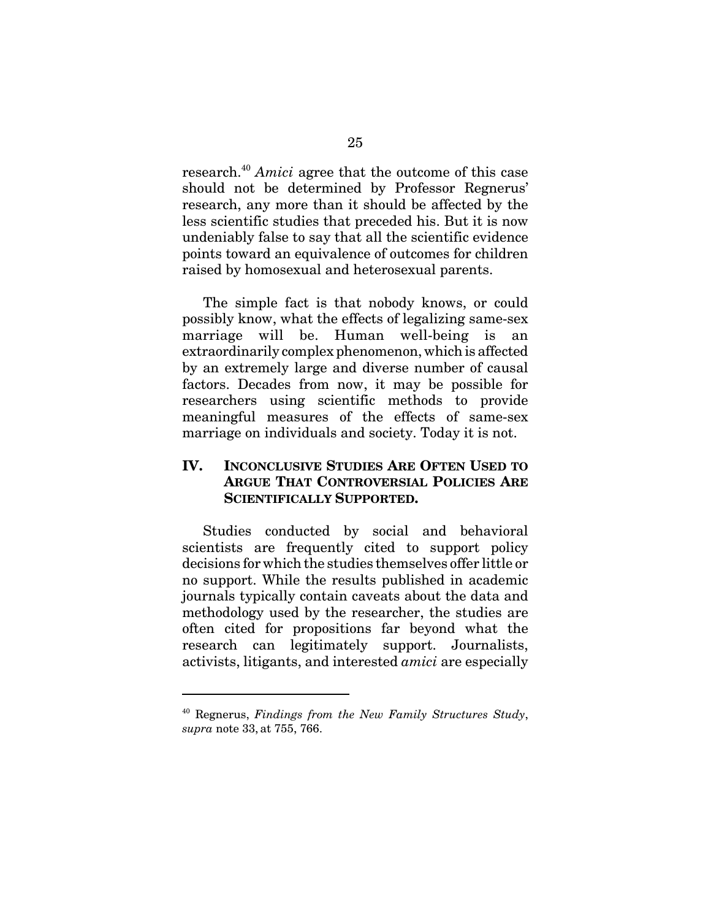research.[40] *Amici* agree that the outcome of this case should not be determined by Professor Regnerus' research, any more than it should be affected by the less scientific studies that preceded his. But it is now undeniably false to say that all the scientific evidence points toward an equivalence of outcomes for children raised by homosexual and heterosexual parents.

The simple fact is that nobody knows, or could possibly know, what the effects of legalizing same-sex marriage will be. Human well-being is an extraordinarily complex phenomenon, which is affected by an extremely large and diverse number of causal factors. Decades from now, it may be possible for researchers using scientific methods to provide meaningful measures of the effects of same-sex marriage on individuals and society. Today it is not.

## IV. INCONCLUSIVE STUDIES ARE OFTEN USED TO ARGUE THAT CONTROVERSIAL POLICIES ARE SCIENTIFICALLY SUPPORTED.

Studies conducted by social and behavioral scientists are frequently cited to support policy decisions for which the studies themselves offer little or no support. While the results published in academic journals typically contain caveats about the data and methodology used by the researcher, the studies are often cited for propositions far beyond what the research can legitimately support. Journalists, activists, litigants, and interested *amici* are especially

---

[40] Regnerus, *Findings from the New Family Structures Study*, *supra* note 33, at 755, 766.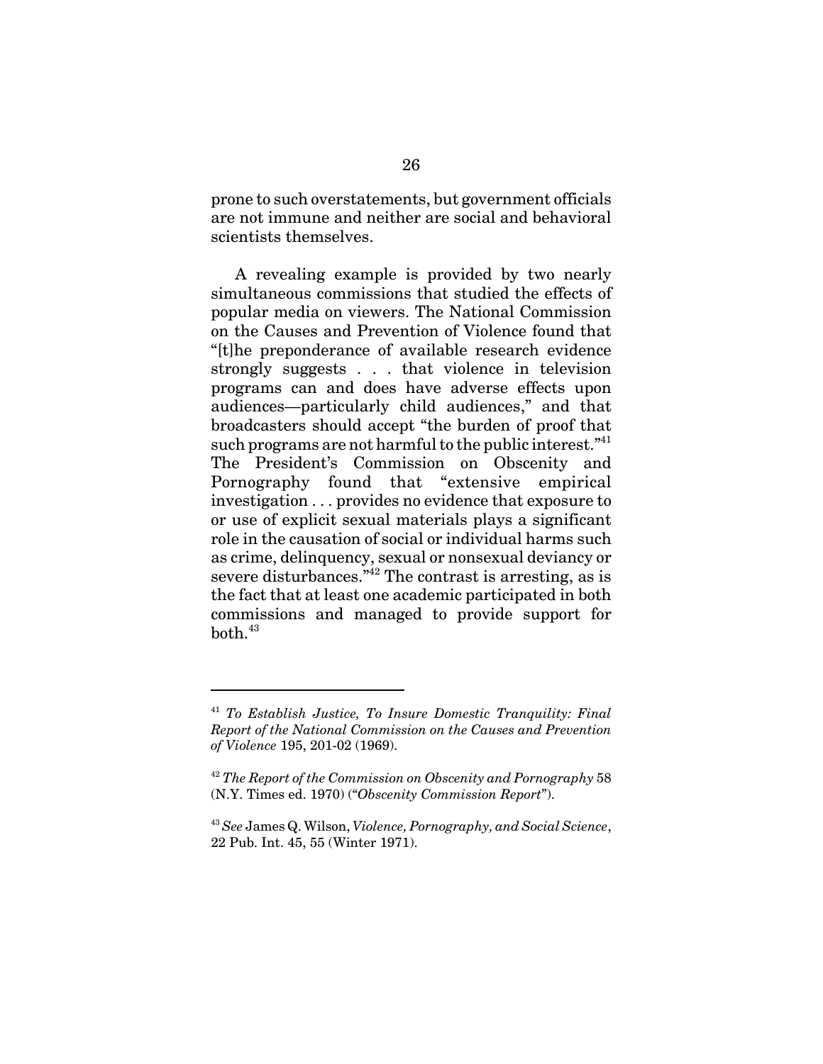prone to such overstatements, but government officials are not immune and neither are social and behavioral scientists themselves.

A revealing example is provided by two nearly simultaneous commissions that studied the effects of popular media on viewers. The National Commission on the Causes and Prevention of Violence found that "[t]he preponderance of available research evidence strongly suggests . . . that violence in television programs can and does have adverse effects upon audiences—particularly child audiences," and that broadcasters should accept "the burden of proof that such programs are not harmful to the public interest."[41] The President's Commission on Obscenity and Pornography found that "extensive empirical investigation . . . provides no evidence that exposure to or use of explicit sexual materials plays a significant role in the causation of social or individual harms such as crime, delinquency, sexual or nonsexual deviancy or severe disturbances."[42] The contrast is arresting, as is the fact that at least one academic participated in both commissions and managed to provide support for both.[43]

---

[41] *To Establish Justice, To Insure Domestic Tranquility: Final Report of the National Commission on the Causes and Prevention of Violence* 195, 201-02 (1969).

[42] *The Report of the Commission on Obscenity and Pornography* 58 (N.Y. Times ed. 1970) ("*Obscenity Commission Report*").

[43] *See* James Q. Wilson, *Violence, Pornography, and Social Science*, 22 Pub. Int. 45, 55 (Winter 1971).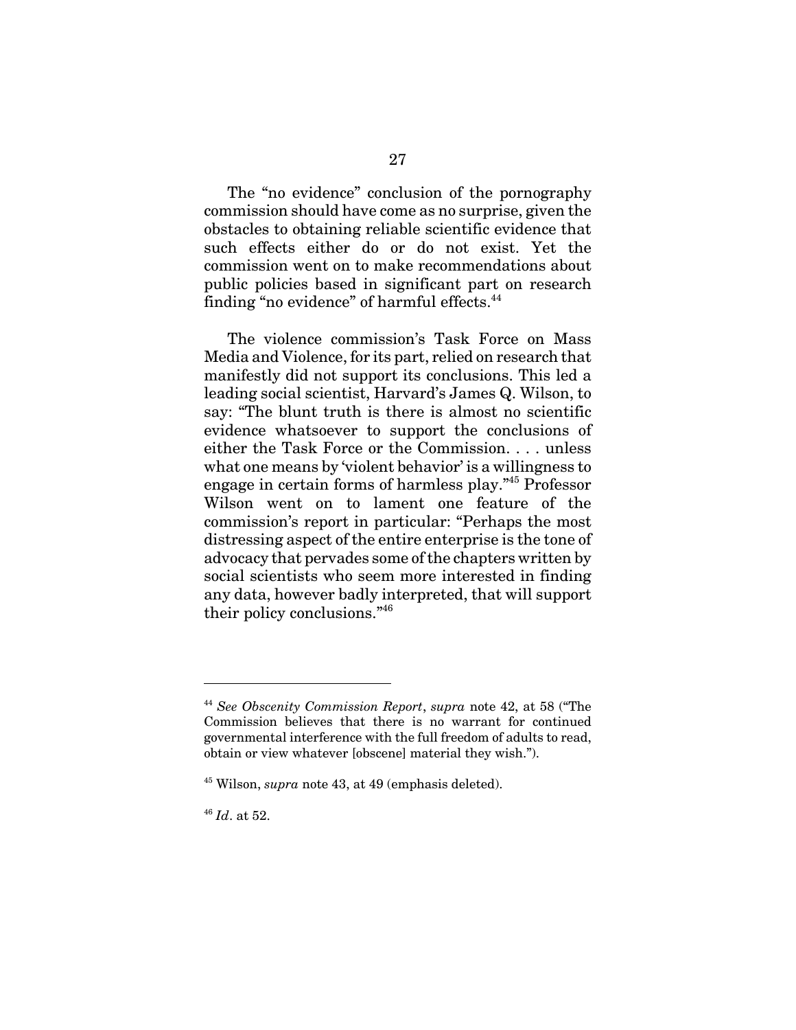The "no evidence" conclusion of the pornography commission should have come as no surprise, given the obstacles to obtaining reliable scientific evidence that such effects either do or do not exist. Yet the commission went on to make recommendations about public policies based in significant part on research finding "no evidence" of harmful effects.[44]

The violence commission's Task Force on Mass Media and Violence, for its part, relied on research that manifestly did not support its conclusions. This led a leading social scientist, Harvard's James Q. Wilson, to say: "The blunt truth is there is almost no scientific evidence whatsoever to support the conclusions of either the Task Force or the Commission. . . . unless what one means by 'violent behavior' is a willingness to engage in certain forms of harmless play."[45] Professor Wilson went on to lament one feature of the commission's report in particular: "Perhaps the most distressing aspect of the entire enterprise is the tone of advocacy that pervades some of the chapters written by social scientists who seem more interested in finding any data, however badly interpreted, that will support their policy conclusions."[46]

---

[44] *See Obscenity Commission Report*, *supra* note 42, at 58 ("The Commission believes that there is no warrant for continued governmental interference with the full freedom of adults to read, obtain or view whatever [obscene] material they wish.").

[45] Wilson, *supra* note 43, at 49 (emphasis deleted).

[46] *Id*. at 52.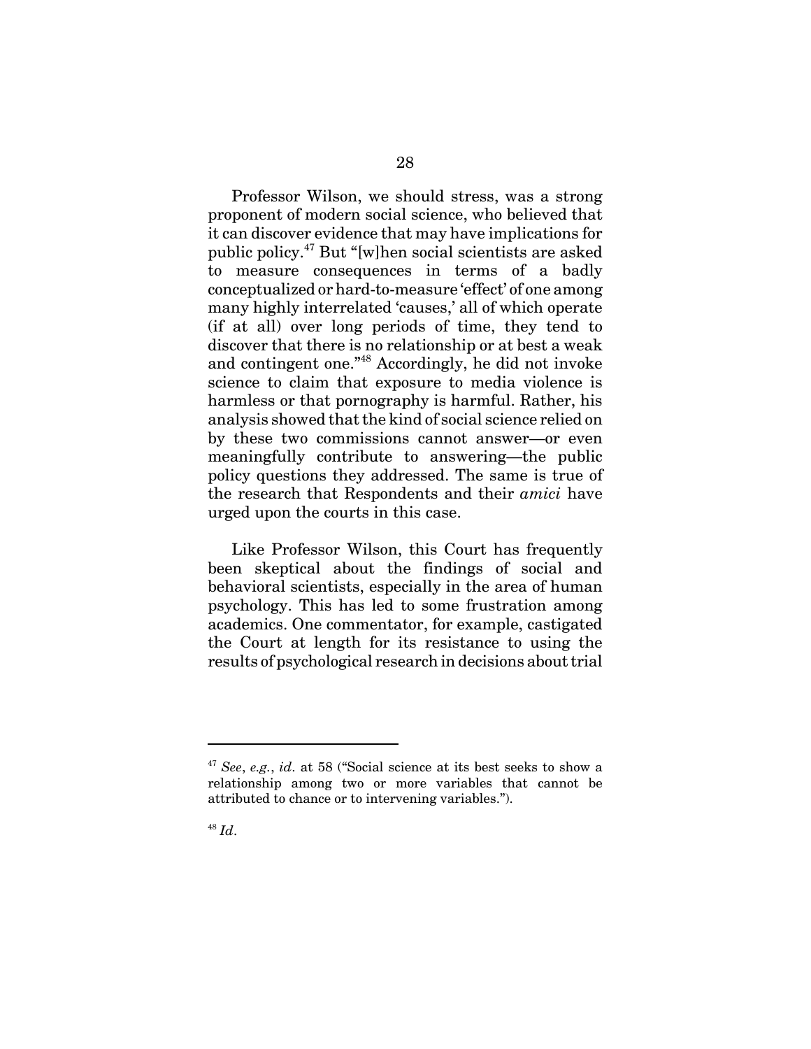Professor Wilson, we should stress, was a strong proponent of modern social science, who believed that it can discover evidence that may have implications for public policy.[47] But "[w]hen social scientists are asked to measure consequences in terms of a badly conceptualized or hard-to-measure 'effect' of one among many highly interrelated 'causes,' all of which operate (if at all) over long periods of time, they tend to discover that there is no relationship or at best a weak and contingent one."[48] Accordingly, he did not invoke science to claim that exposure to media violence is harmless or that pornography is harmful. Rather, his analysis showed that the kind of social science relied on by these two commissions cannot answer—or even meaningfully contribute to answering—the public policy questions they addressed. The same is true of the research that Respondents and their *amici* have urged upon the courts in this case.

Like Professor Wilson, this Court has frequently been skeptical about the findings of social and behavioral scientists, especially in the area of human psychology. This has led to some frustration among academics. One commentator, for example, castigated the Court at length for its resistance to using the results of psychological research in decisions about trial

---

[47] *See*, *e.g.*, *id*. at 58 ("Social science at its best seeks to show a relationship among two or more variables that cannot be attributed to chance or to intervening variables.").

[48] *Id*.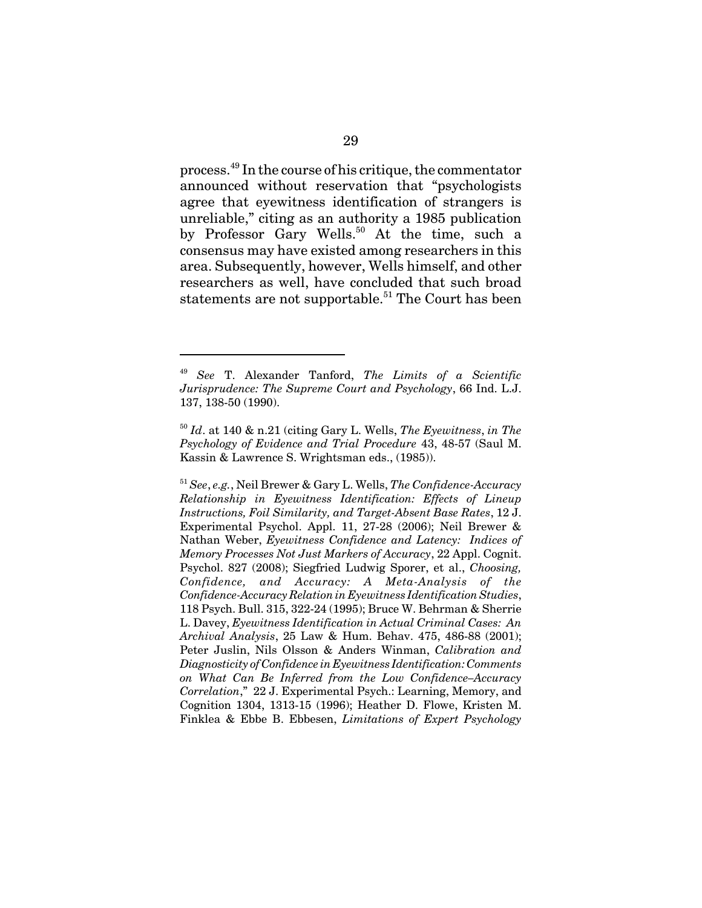process.[49] In the course of his critique, the commentator announced without reservation that "psychologists agree that eyewitness identification of strangers is unreliable," citing as an authority a 1985 publication by Professor Gary Wells.[50] At the time, such a consensus may have existed among researchers in this area. Subsequently, however, Wells himself, and other researchers as well, have concluded that such broad statements are not supportable.[51] The Court has been

---

[49] *See* T. Alexander Tanford, *The Limits of a Scientific Jurisprudence: The Supreme Court and Psychology*, 66 Ind. L.J. 137, 138-50 (1990).

[50] *Id*. at 140 & n.21 (citing Gary L. Wells, *The Eyewitness*, *in The Psychology of Evidence and Trial Procedure* 43, 48-57 (Saul M. Kassin & Lawrence S. Wrightsman eds., (1985)).

[51] *See*, *e.g.*, Neil Brewer & Gary L. Wells, *The Confidence-Accuracy Relationship in Eyewitness Identification: Effects of Lineup Instructions, Foil Similarity, and Target-Absent Base Rates*, 12 J. Experimental Psychol. Appl. 11, 27-28 (2006); Neil Brewer & Nathan Weber, *Eyewitness Confidence and Latency: Indices of Memory Processes Not Just Markers of Accuracy*, 22 Appl. Cognit. Psychol. 827 (2008); Siegfried Ludwig Sporer, et al., *Choosing, Confidence, and Accuracy: A Meta-Analysis of the Confidence-Accuracy Relation in Eyewitness Identification Studies*, 118 Psych. Bull. 315, 322-24 (1995); Bruce W. Behrman & Sherrie L. Davey, *Eyewitness Identification in Actual Criminal Cases: An Archival Analysis*, 25 Law & Hum. Behav. 475, 486-88 (2001); Peter Juslin, Nils Olsson & Anders Winman, *Calibration and Diagnosticity of Confidence in Eyewitness Identification: Comments on What Can Be Inferred from the Low Confidence–Accuracy Correlation*," 22 J. Experimental Psych.: Learning, Memory, and Cognition 1304, 1313-15 (1996); Heather D. Flowe, Kristen M. Finklea & Ebbe B. Ebbesen, *Limitations of Expert Psychology*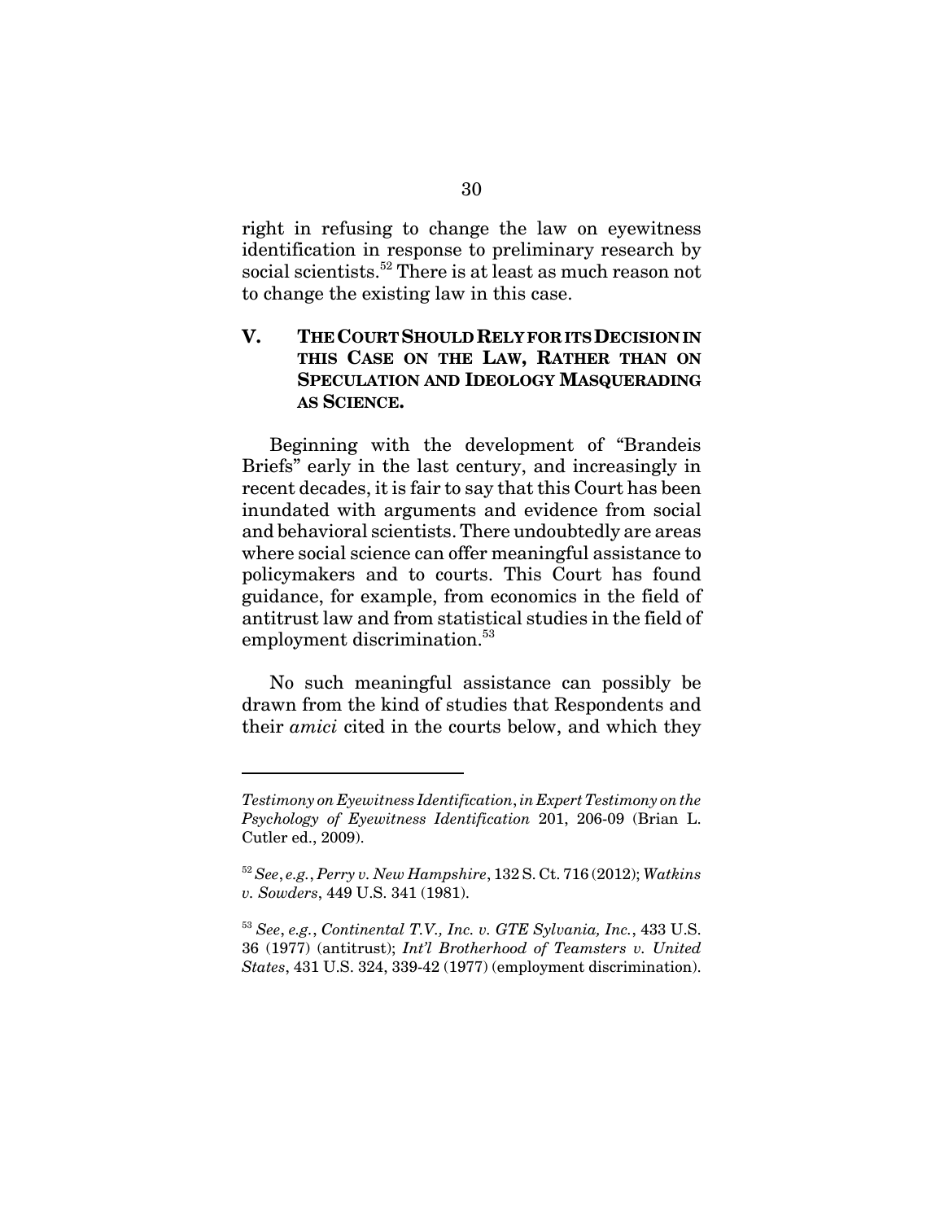right in refusing to change the law on eyewitness identification in response to preliminary research by social scientists.[52] There is at least as much reason not to change the existing law in this case.

## V. THE COURT SHOULD RELY FOR ITS DECISION IN THIS CASE ON THE LAW, RATHER THAN ON SPECULATION AND IDEOLOGY MASQUERADING AS SCIENCE.

Beginning with the development of "Brandeis Briefs" early in the last century, and increasingly in recent decades, it is fair to say that this Court has been inundated with arguments and evidence from social and behavioral scientists. There undoubtedly are areas where social science can offer meaningful assistance to policymakers and to courts. This Court has found guidance, for example, from economics in the field of antitrust law and from statistical studies in the field of employment discrimination.[53]

No such meaningful assistance can possibly be drawn from the kind of studies that Respondents and their *amici* cited in the courts below, and which they

---

*Testimony on Eyewitness Identification*, in *Expert Testimony on the Psychology of Eyewitness Identification* 201, 206-09 (Brian L. Cutler ed., 2009).

[52] *See*, *e.g.*, *Perry v. New Hampshire*, 132 S. Ct. 716 (2012); *Watkins v. Sowders*, 449 U.S. 341 (1981).

[53] *See*, *e.g.*, *Continental T.V., Inc. v. GTE Sylvania, Inc.*, 433 U.S. 36 (1977) (antitrust); *Int'l Brotherhood of Teamsters v. United States*, 431 U.S. 324, 339-42 (1977) (employment discrimination).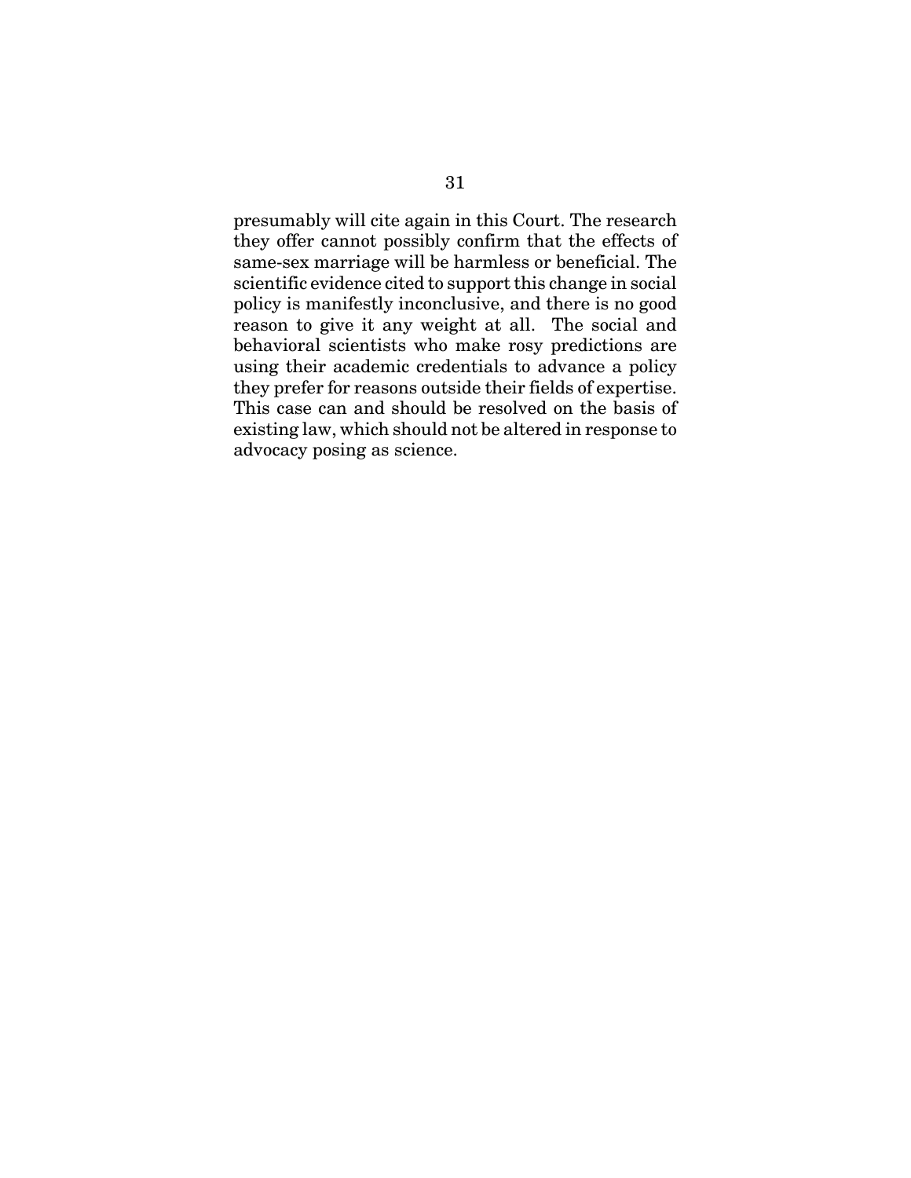presumably will cite again in this Court. The research they offer cannot possibly confirm that the effects of same-sex marriage will be harmless or beneficial. The scientific evidence cited to support this change in social policy is manifestly inconclusive, and there is no good reason to give it any weight at all. The social and behavioral scientists who make rosy predictions are using their academic credentials to advance a policy they prefer for reasons outside their fields of expertise. This case can and should be resolved on the basis of existing law, which should not be altered in response to advocacy posing as science.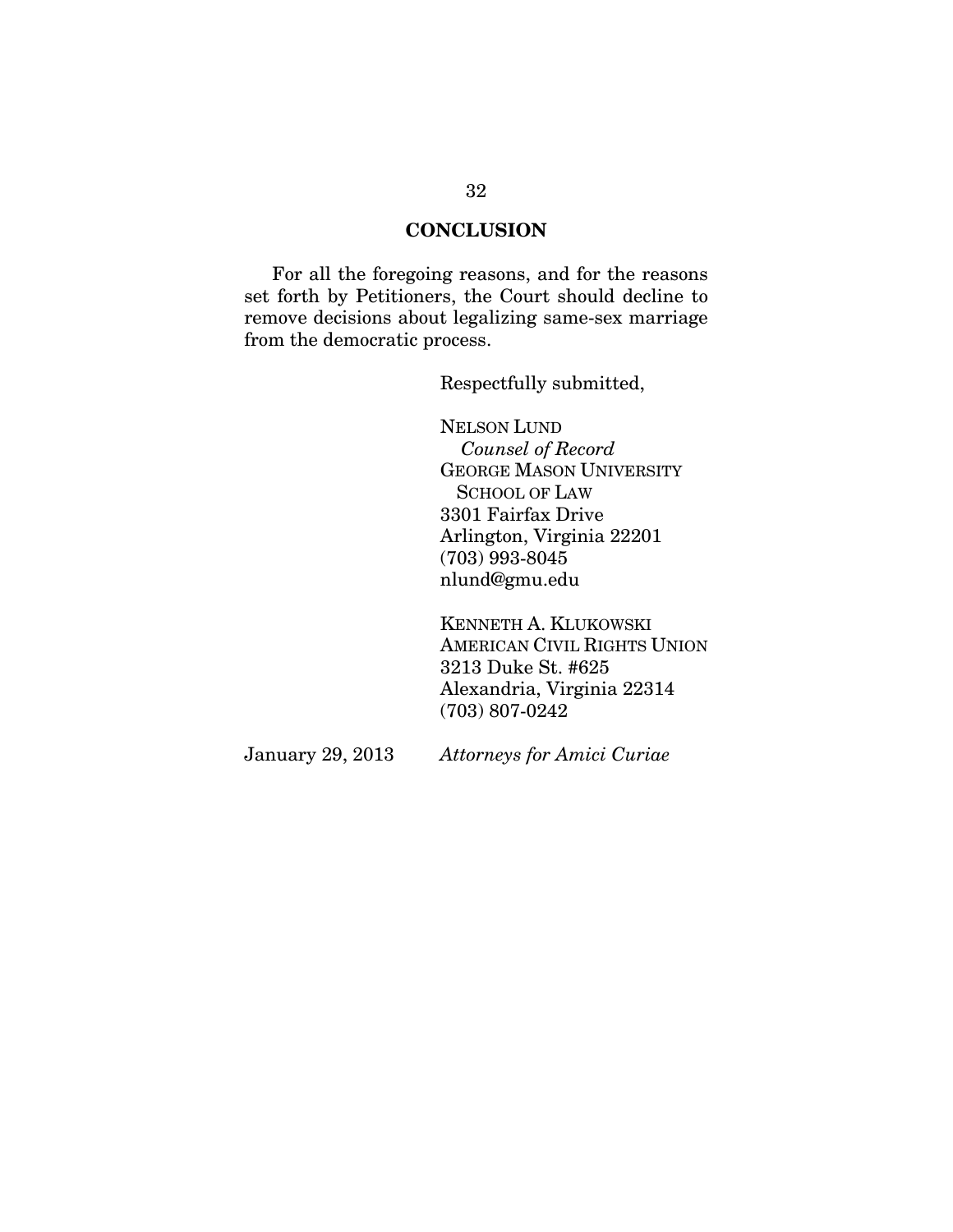## CONCLUSION

For all the foregoing reasons, and for the reasons set forth by Petitioners, the Court should decline to remove decisions about legalizing same-sex marriage from the democratic process.

Respectfully submitted,

NELSON LUND
*Counsel of Record*
GEORGE MASON UNIVERSITY
SCHOOL OF LAW
3301 Fairfax Drive
Arlington, Virginia 22201
(703) 993-8045
nlund@gmu.edu

KENNETH A. KLUKOWSKI
AMERICAN CIVIL RIGHTS UNION
3213 Duke St. #625
Alexandria, Virginia 22314
(703) 807-0242

January 29, 2013

*Attorneys for Amici Curiae*